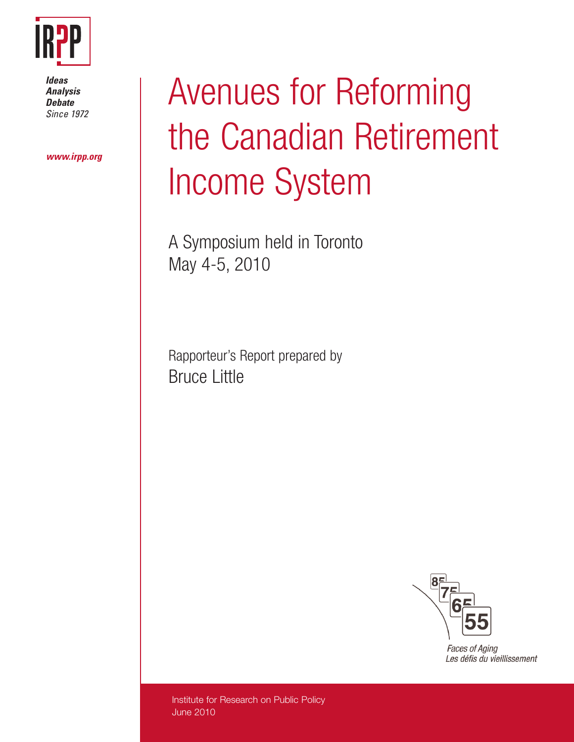IRPP

*Ideas*
*Analysis*
*Debate*
*Since 1972*

*www.irpp.org*

# Avenues for Reforming the Canadian Retirement Income System

A Symposium held in Toronto
May 4-5, 2010

Rapporteur's Report prepared by
Bruce Little

*Faces of Aging*
*Les défis du vieillissement*

Institute for Research on Public Policy
June 2010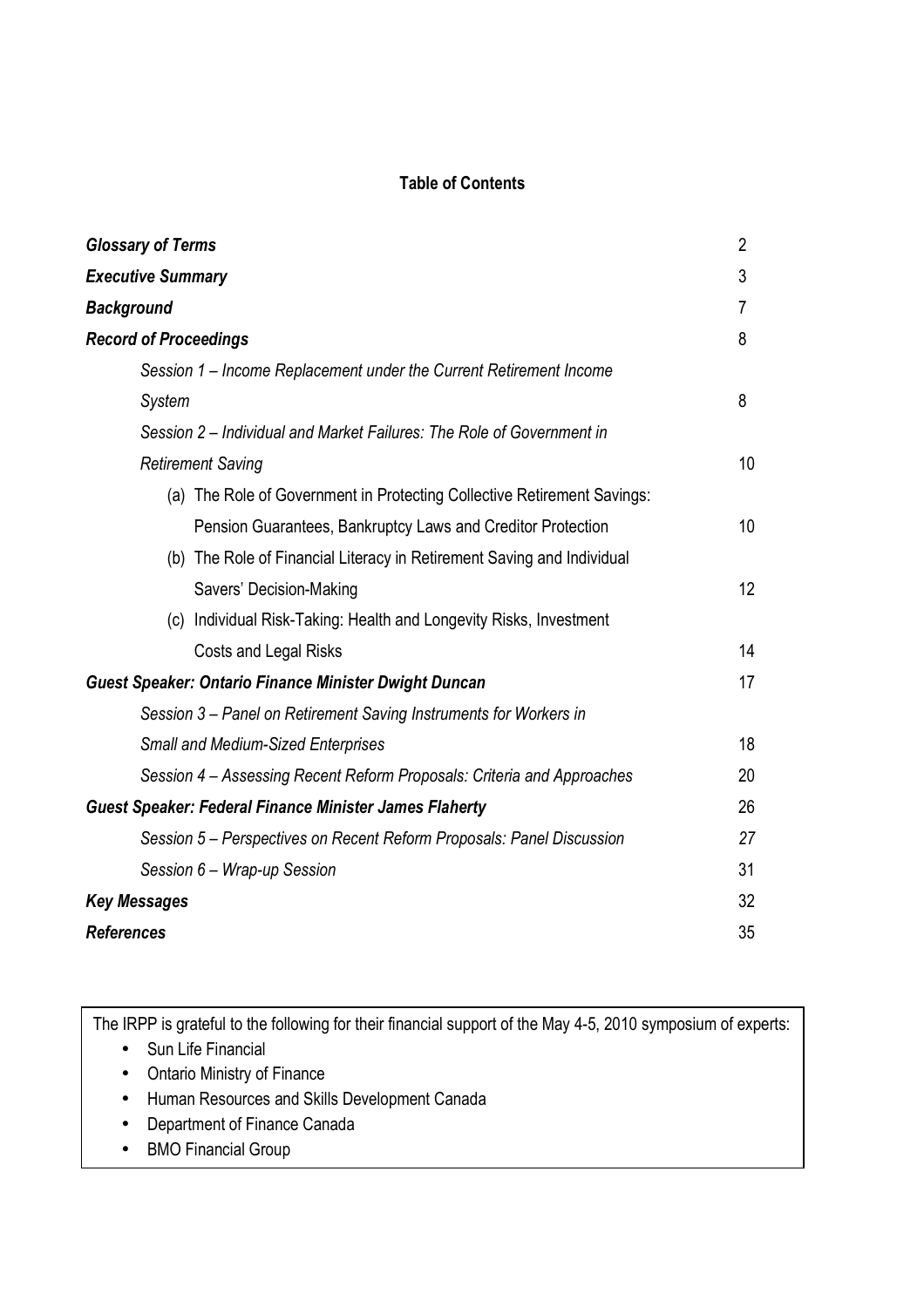## Table of Contents

| | |
|---|---|
| ***Glossary of Terms*** | 2 |
| ***Executive Summary*** | 3 |
| ***Background*** | 7 |
| ***Record of Proceedings*** | 8 |
| *Session 1 – Income Replacement under the Current Retirement Income System* | 8 |
| *Session 2 – Individual and Market Failures: The Role of Government in Retirement Saving* | 10 |
| (a) The Role of Government in Protecting Collective Retirement Savings: Pension Guarantees, Bankruptcy Laws and Creditor Protection | 10 |
| (b) The Role of Financial Literacy in Retirement Saving and Individual Savers' Decision-Making | 12 |
| (c) Individual Risk-Taking: Health and Longevity Risks, Investment Costs and Legal Risks | 14 |
| ***Guest Speaker: Ontario Finance Minister Dwight Duncan*** | 17 |
| *Session 3 – Panel on Retirement Saving Instruments for Workers in Small and Medium-Sized Enterprises* | 18 |
| *Session 4 – Assessing Recent Reform Proposals: Criteria and Approaches* | 20 |
| ***Guest Speaker: Federal Finance Minister James Flaherty*** | 26 |
| *Session 5 – Perspectives on Recent Reform Proposals: Panel Discussion* | 27 |
| *Session 6 – Wrap-up Session* | 31 |
| ***Key Messages*** | 32 |
| ***References*** | 35 |

The IRPP is grateful to the following for their financial support of the May 4-5, 2010 symposium of experts:

- Sun Life Financial
- Ontario Ministry of Finance
- Human Resources and Skills Development Canada
- Department of Finance Canada
- BMO Financial Group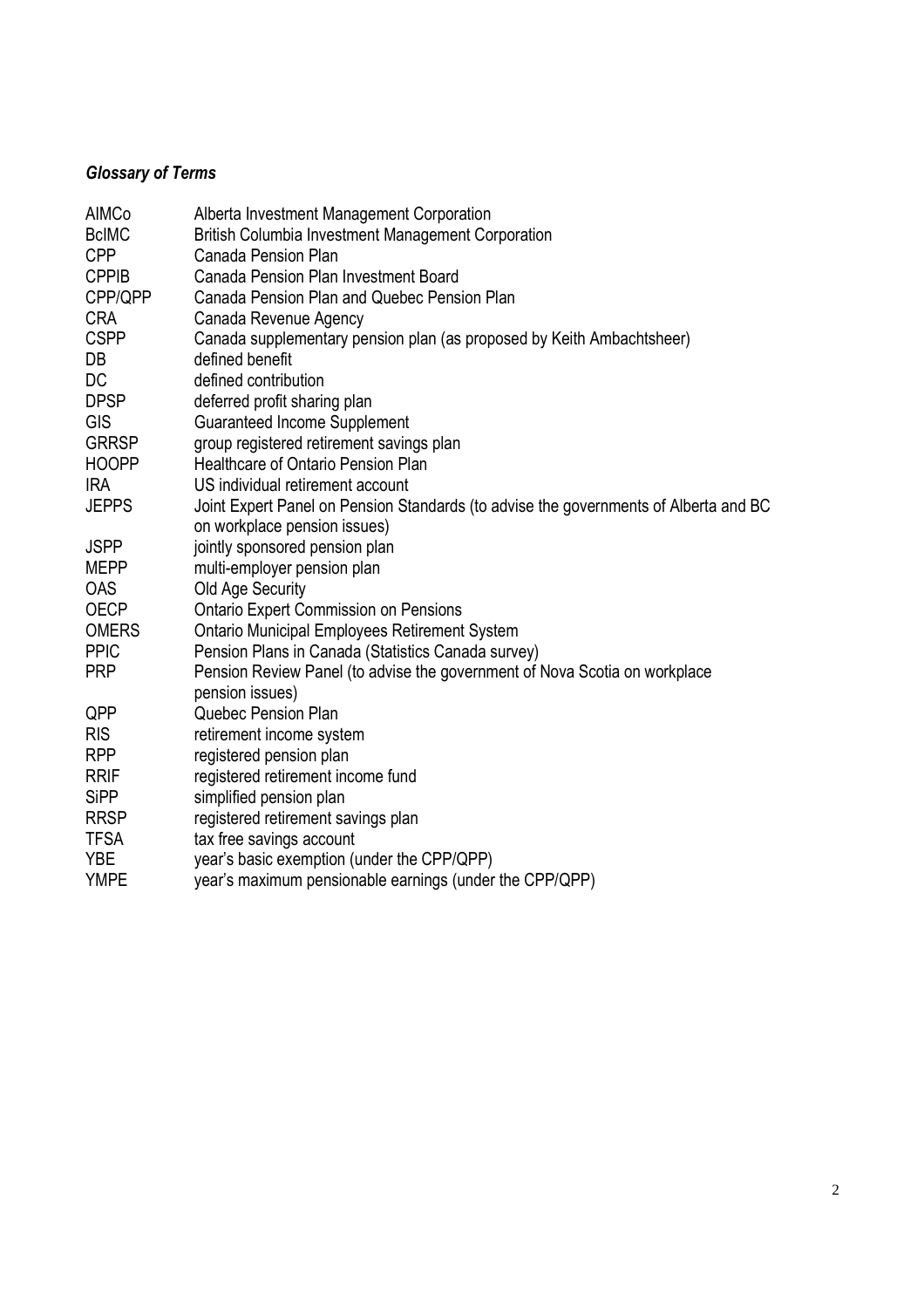***Glossary of Terms***

| | |
|---|---|
| AIMCo | Alberta Investment Management Corporation |
| BcIMC | British Columbia Investment Management Corporation |
| CPP | Canada Pension Plan |
| CPPIB | Canada Pension Plan Investment Board |
| CPP/QPP | Canada Pension Plan and Quebec Pension Plan |
| CRA | Canada Revenue Agency |
| CSPP | Canada supplementary pension plan (as proposed by Keith Ambachtsheer) |
| DB | defined benefit |
| DC | defined contribution |
| DPSP | deferred profit sharing plan |
| GIS | Guaranteed Income Supplement |
| GRRSP | group registered retirement savings plan |
| HOOPP | Healthcare of Ontario Pension Plan |
| IRA | US individual retirement account |
| JEPPS | Joint Expert Panel on Pension Standards (to advise the governments of Alberta and BC on workplace pension issues) |
| JSPP | jointly sponsored pension plan |
| MEPP | multi-employer pension plan |
| OAS | Old Age Security |
| OECP | Ontario Expert Commission on Pensions |
| OMERS | Ontario Municipal Employees Retirement System |
| PPIC | Pension Plans in Canada (Statistics Canada survey) |
| PRP | Pension Review Panel (to advise the government of Nova Scotia on workplace pension issues) |
| QPP | Quebec Pension Plan |
| RIS | retirement income system |
| RPP | registered pension plan |
| RRIF | registered retirement income fund |
| SiPP | simplified pension plan |
| RRSP | registered retirement savings plan |
| TFSA | tax free savings account |
| YBE | year's basic exemption (under the CPP/QPP) |
| YMPE | year's maximum pensionable earnings (under the CPP/QPP) |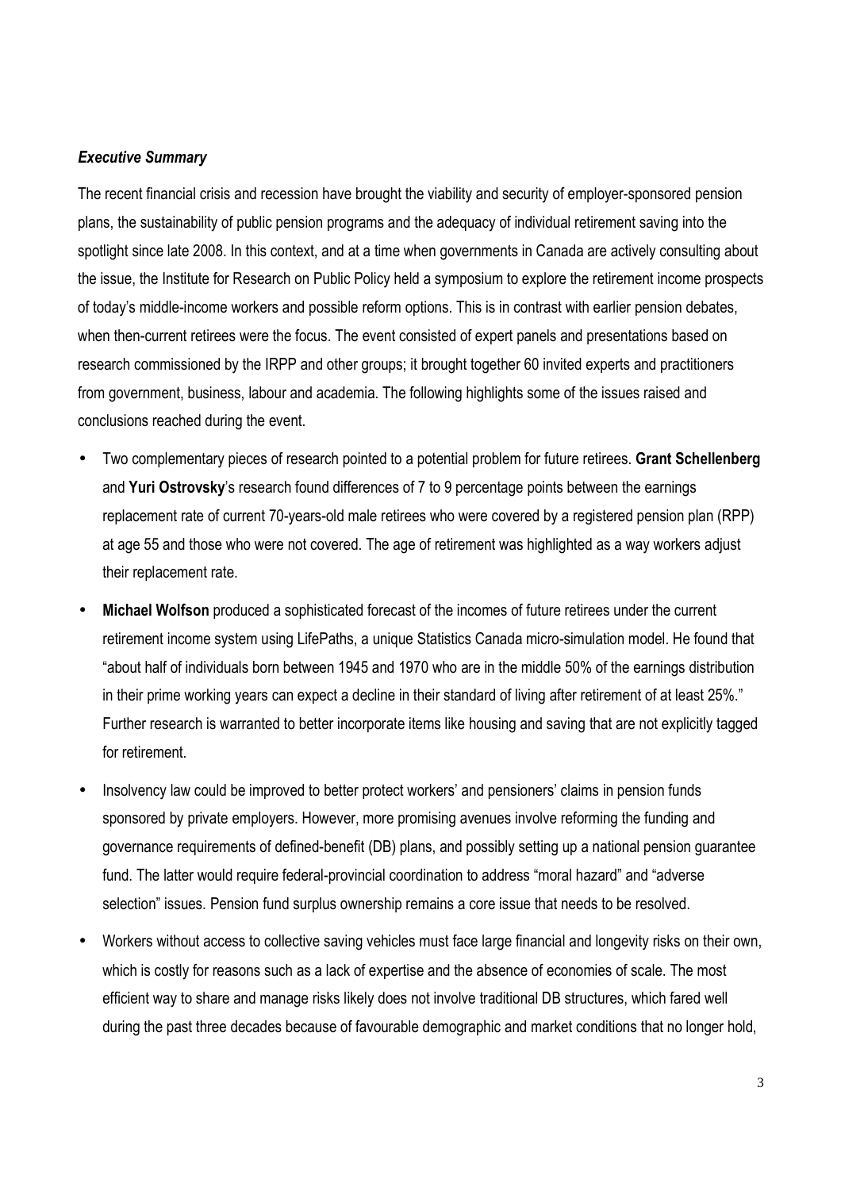### *Executive Summary*

The recent financial crisis and recession have brought the viability and security of employer-sponsored pension plans, the sustainability of public pension programs and the adequacy of individual retirement saving into the spotlight since late 2008. In this context, and at a time when governments in Canada are actively consulting about the issue, the Institute for Research on Public Policy held a symposium to explore the retirement income prospects of today's middle-income workers and possible reform options. This is in contrast with earlier pension debates, when then-current retirees were the focus. The event consisted of expert panels and presentations based on research commissioned by the IRPP and other groups; it brought together 60 invited experts and practitioners from government, business, labour and academia. The following highlights some of the issues raised and conclusions reached during the event.

- Two complementary pieces of research pointed to a potential problem for future retirees. **Grant Schellenberg** and **Yuri Ostrovsky**'s research found differences of 7 to 9 percentage points between the earnings replacement rate of current 70-years-old male retirees who were covered by a registered pension plan (RPP) at age 55 and those who were not covered. The age of retirement was highlighted as a way workers adjust their replacement rate.
- **Michael Wolfson** produced a sophisticated forecast of the incomes of future retirees under the current retirement income system using LifePaths, a unique Statistics Canada micro-simulation model. He found that "about half of individuals born between 1945 and 1970 who are in the middle 50% of the earnings distribution in their prime working years can expect a decline in their standard of living after retirement of at least 25%." Further research is warranted to better incorporate items like housing and saving that are not explicitly tagged for retirement.
- Insolvency law could be improved to better protect workers' and pensioners' claims in pension funds sponsored by private employers. However, more promising avenues involve reforming the funding and governance requirements of defined-benefit (DB) plans, and possibly setting up a national pension guarantee fund. The latter would require federal-provincial coordination to address "moral hazard" and "adverse selection" issues. Pension fund surplus ownership remains a core issue that needs to be resolved.
- Workers without access to collective saving vehicles must face large financial and longevity risks on their own, which is costly for reasons such as a lack of expertise and the absence of economies of scale. The most efficient way to share and manage risks likely does not involve traditional DB structures, which fared well during the past three decades because of favourable demographic and market conditions that no longer hold,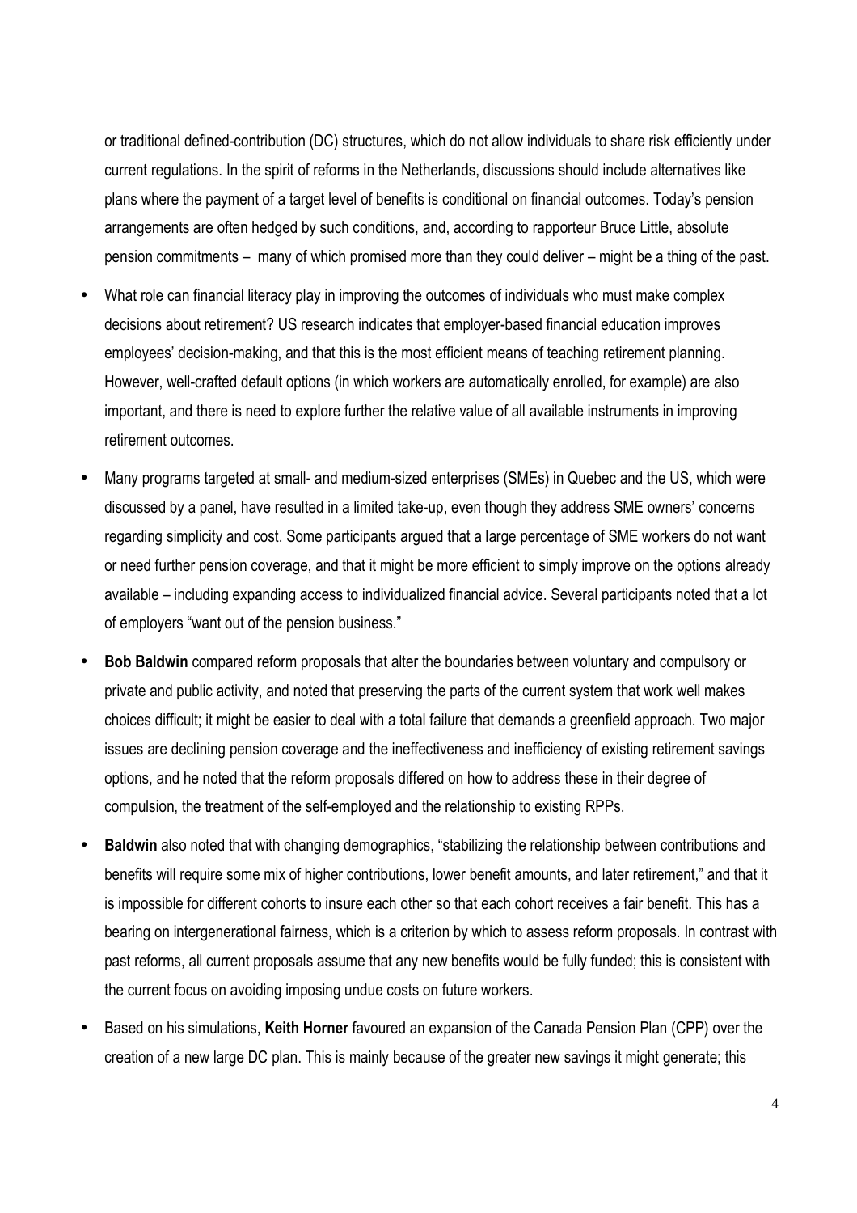or traditional defined-contribution (DC) structures, which do not allow individuals to share risk efficiently under current regulations. In the spirit of reforms in the Netherlands, discussions should include alternatives like plans where the payment of a target level of benefits is conditional on financial outcomes. Today's pension arrangements are often hedged by such conditions, and, according to rapporteur Bruce Little, absolute pension commitments – many of which promised more than they could deliver – might be a thing of the past.

- What role can financial literacy play in improving the outcomes of individuals who must make complex decisions about retirement? US research indicates that employer-based financial education improves employees' decision-making, and that this is the most efficient means of teaching retirement planning. However, well-crafted default options (in which workers are automatically enrolled, for example) are also important, and there is need to explore further the relative value of all available instruments in improving retirement outcomes.
- Many programs targeted at small- and medium-sized enterprises (SMEs) in Quebec and the US, which were discussed by a panel, have resulted in a limited take-up, even though they address SME owners' concerns regarding simplicity and cost. Some participants argued that a large percentage of SME workers do not want or need further pension coverage, and that it might be more efficient to simply improve on the options already available – including expanding access to individualized financial advice. Several participants noted that a lot of employers "want out of the pension business."
- **Bob Baldwin** compared reform proposals that alter the boundaries between voluntary and compulsory or private and public activity, and noted that preserving the parts of the current system that work well makes choices difficult; it might be easier to deal with a total failure that demands a greenfield approach. Two major issues are declining pension coverage and the ineffectiveness and inefficiency of existing retirement savings options, and he noted that the reform proposals differed on how to address these in their degree of compulsion, the treatment of the self-employed and the relationship to existing RPPs.
- **Baldwin** also noted that with changing demographics, "stabilizing the relationship between contributions and benefits will require some mix of higher contributions, lower benefit amounts, and later retirement," and that it is impossible for different cohorts to insure each other so that each cohort receives a fair benefit. This has a bearing on intergenerational fairness, which is a criterion by which to assess reform proposals. In contrast with past reforms, all current proposals assume that any new benefits would be fully funded; this is consistent with the current focus on avoiding imposing undue costs on future workers.
- Based on his simulations, **Keith Horner** favoured an expansion of the Canada Pension Plan (CPP) over the creation of a new large DC plan. This is mainly because of the greater new savings it might generate; this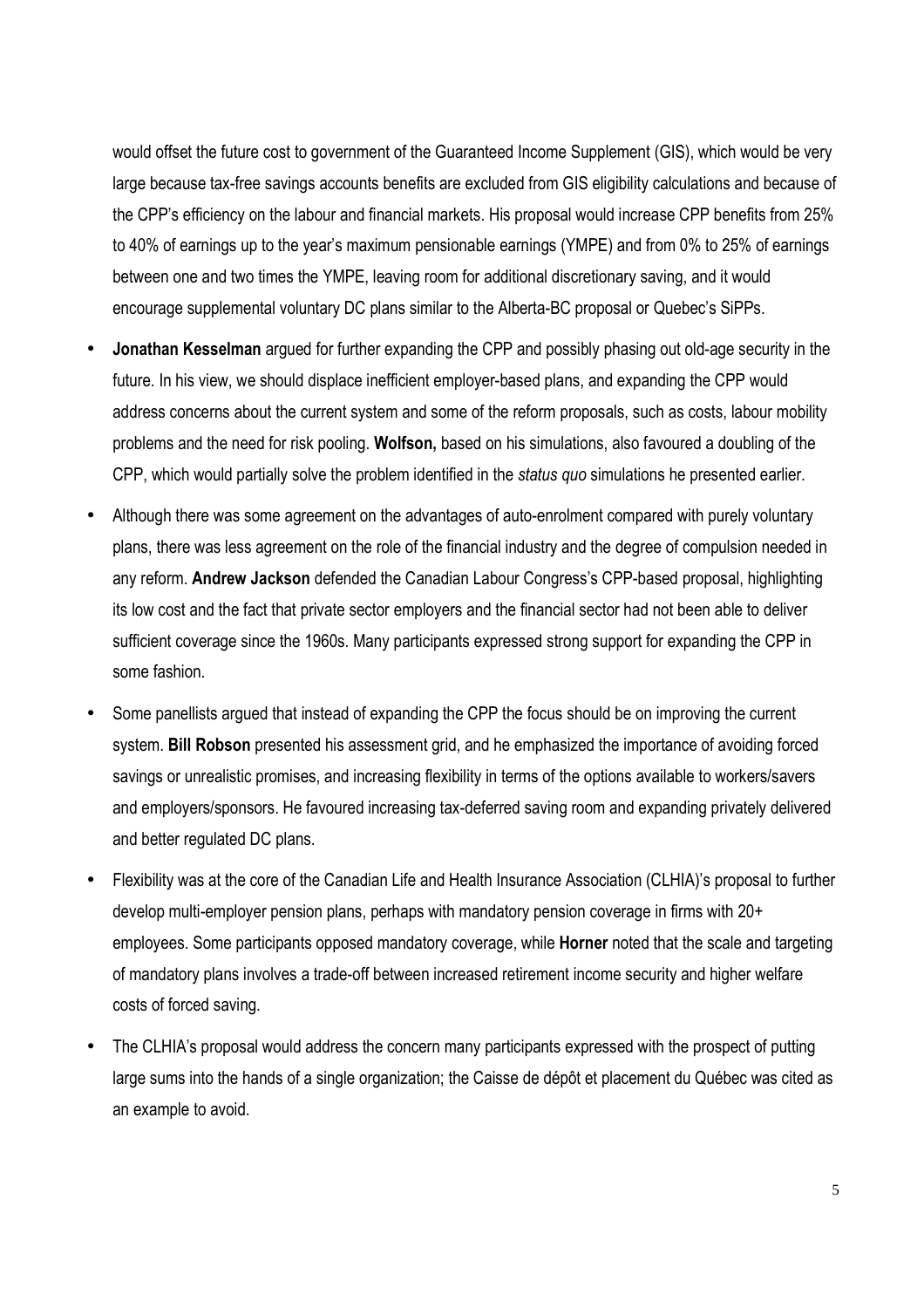would offset the future cost to government of the Guaranteed Income Supplement (GIS), which would be very large because tax-free savings accounts benefits are excluded from GIS eligibility calculations and because of the CPP's efficiency on the labour and financial markets. His proposal would increase CPP benefits from 25% to 40% of earnings up to the year's maximum pensionable earnings (YMPE) and from 0% to 25% of earnings between one and two times the YMPE, leaving room for additional discretionary saving, and it would encourage supplemental voluntary DC plans similar to the Alberta-BC proposal or Quebec's SiPPs.

- **Jonathan Kesselman** argued for further expanding the CPP and possibly phasing out old-age security in the future. In his view, we should displace inefficient employer-based plans, and expanding the CPP would address concerns about the current system and some of the reform proposals, such as costs, labour mobility problems and the need for risk pooling. **Wolfson,** based on his simulations, also favoured a doubling of the CPP, which would partially solve the problem identified in the *status quo* simulations he presented earlier.
- Although there was some agreement on the advantages of auto-enrolment compared with purely voluntary plans, there was less agreement on the role of the financial industry and the degree of compulsion needed in any reform. **Andrew Jackson** defended the Canadian Labour Congress's CPP-based proposal, highlighting its low cost and the fact that private sector employers and the financial sector had not been able to deliver sufficient coverage since the 1960s. Many participants expressed strong support for expanding the CPP in some fashion.
- Some panellists argued that instead of expanding the CPP the focus should be on improving the current system. **Bill Robson** presented his assessment grid, and he emphasized the importance of avoiding forced savings or unrealistic promises, and increasing flexibility in terms of the options available to workers/savers and employers/sponsors. He favoured increasing tax-deferred saving room and expanding privately delivered and better regulated DC plans.
- Flexibility was at the core of the Canadian Life and Health Insurance Association (CLHIA)'s proposal to further develop multi-employer pension plans, perhaps with mandatory pension coverage in firms with 20+ employees. Some participants opposed mandatory coverage, while **Horner** noted that the scale and targeting of mandatory plans involves a trade-off between increased retirement income security and higher welfare costs of forced saving.
- The CLHIA's proposal would address the concern many participants expressed with the prospect of putting large sums into the hands of a single organization; the Caisse de dépôt et placement du Québec was cited as an example to avoid.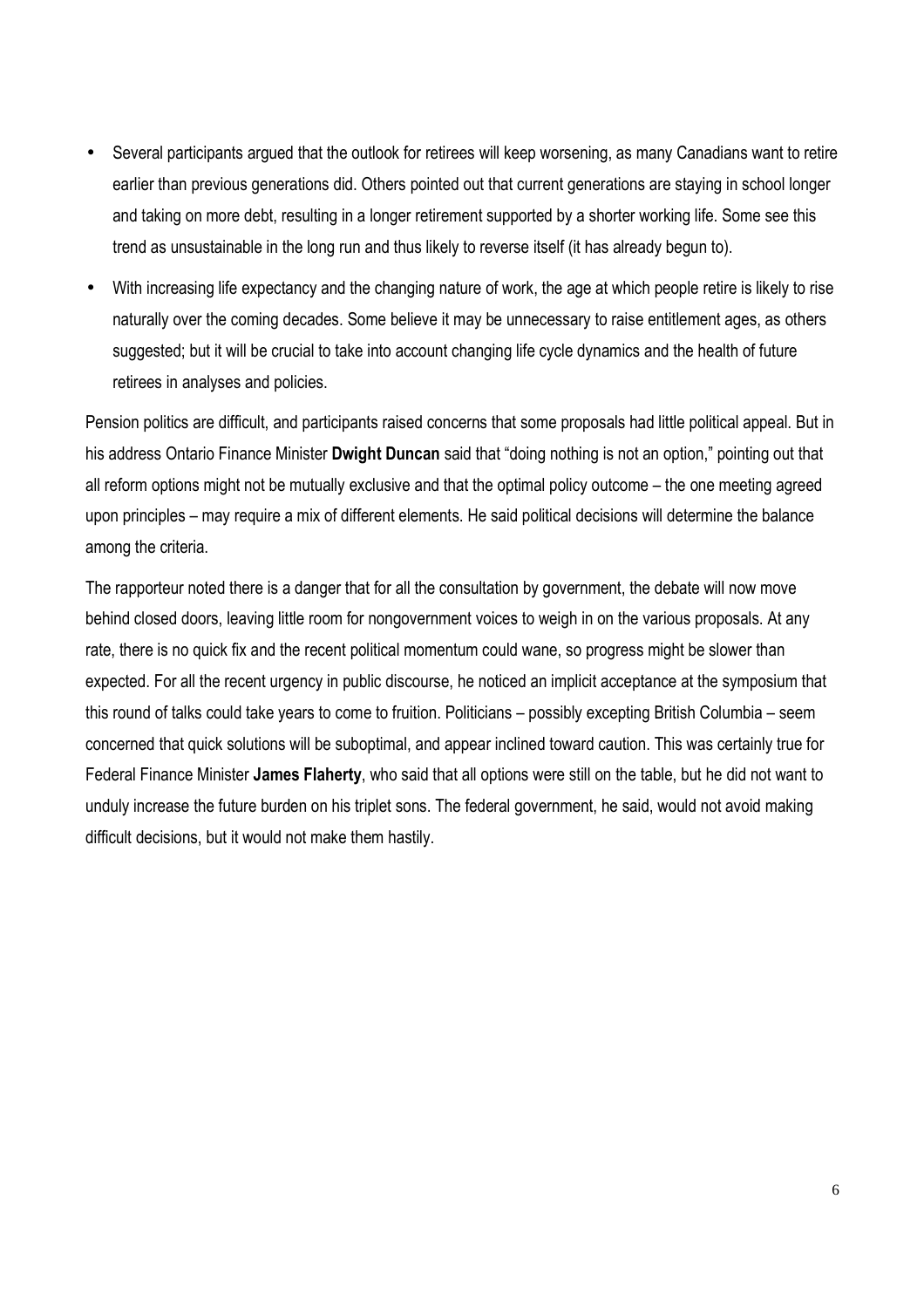- Several participants argued that the outlook for retirees will keep worsening, as many Canadians want to retire earlier than previous generations did. Others pointed out that current generations are staying in school longer and taking on more debt, resulting in a longer retirement supported by a shorter working life. Some see this trend as unsustainable in the long run and thus likely to reverse itself (it has already begun to).
- With increasing life expectancy and the changing nature of work, the age at which people retire is likely to rise naturally over the coming decades. Some believe it may be unnecessary to raise entitlement ages, as others suggested; but it will be crucial to take into account changing life cycle dynamics and the health of future retirees in analyses and policies.

Pension politics are difficult, and participants raised concerns that some proposals had little political appeal. But in his address Ontario Finance Minister **Dwight Duncan** said that "doing nothing is not an option," pointing out that all reform options might not be mutually exclusive and that the optimal policy outcome – the one meeting agreed upon principles – may require a mix of different elements. He said political decisions will determine the balance among the criteria.

The rapporteur noted there is a danger that for all the consultation by government, the debate will now move behind closed doors, leaving little room for nongovernment voices to weigh in on the various proposals. At any rate, there is no quick fix and the recent political momentum could wane, so progress might be slower than expected. For all the recent urgency in public discourse, he noticed an implicit acceptance at the symposium that this round of talks could take years to come to fruition. Politicians – possibly excepting British Columbia – seem concerned that quick solutions will be suboptimal, and appear inclined toward caution. This was certainly true for Federal Finance Minister **James Flaherty**, who said that all options were still on the table, but he did not want to unduly increase the future burden on his triplet sons. The federal government, he said, would not avoid making difficult decisions, but it would not make them hastily.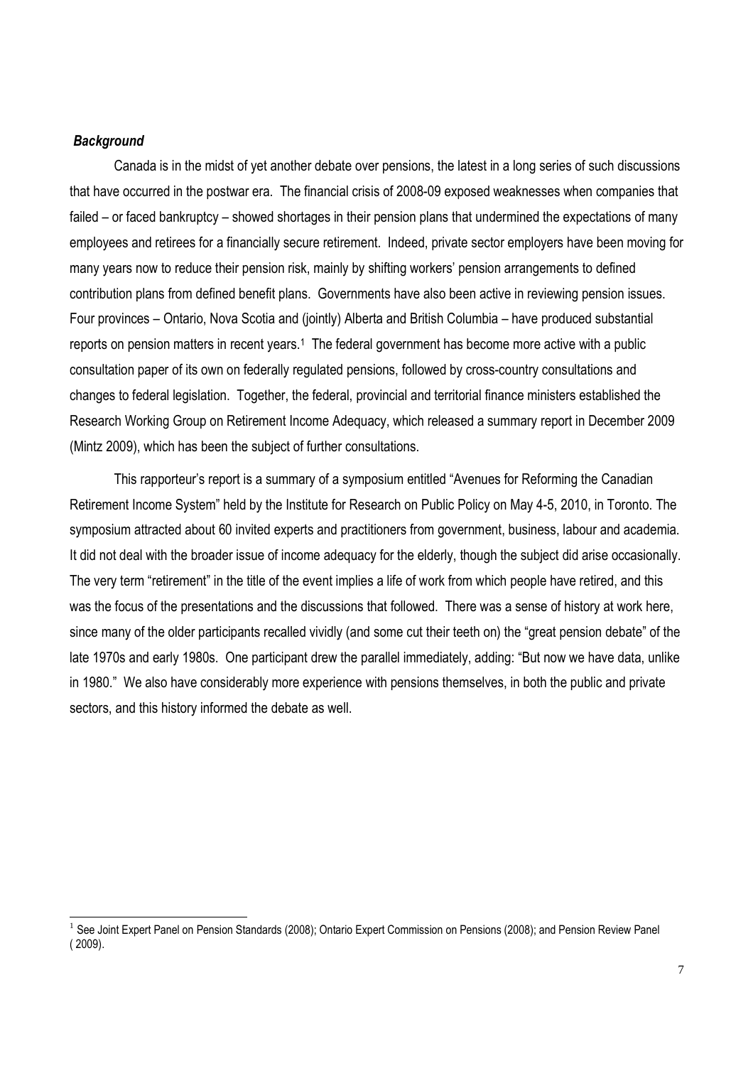### *Background*

Canada is in the midst of yet another debate over pensions, the latest in a long series of such discussions that have occurred in the postwar era. The financial crisis of 2008-09 exposed weaknesses when companies that failed – or faced bankruptcy – showed shortages in their pension plans that undermined the expectations of many employees and retirees for a financially secure retirement. Indeed, private sector employers have been moving for many years now to reduce their pension risk, mainly by shifting workers' pension arrangements to defined contribution plans from defined benefit plans. Governments have also been active in reviewing pension issues. Four provinces – Ontario, Nova Scotia and (jointly) Alberta and British Columbia – have produced substantial reports on pension matters in recent years.[1] The federal government has become more active with a public consultation paper of its own on federally regulated pensions, followed by cross-country consultations and changes to federal legislation. Together, the federal, provincial and territorial finance ministers established the Research Working Group on Retirement Income Adequacy, which released a summary report in December 2009 (Mintz 2009), which has been the subject of further consultations.

This rapporteur's report is a summary of a symposium entitled "Avenues for Reforming the Canadian Retirement Income System" held by the Institute for Research on Public Policy on May 4-5, 2010, in Toronto. The symposium attracted about 60 invited experts and practitioners from government, business, labour and academia. It did not deal with the broader issue of income adequacy for the elderly, though the subject did arise occasionally. The very term "retirement" in the title of the event implies a life of work from which people have retired, and this was the focus of the presentations and the discussions that followed. There was a sense of history at work here, since many of the older participants recalled vividly (and some cut their teeth on) the "great pension debate" of the late 1970s and early 1980s. One participant drew the parallel immediately, adding: "But now we have data, unlike in 1980." We also have considerably more experience with pensions themselves, in both the public and private sectors, and this history informed the debate as well.

[1] See Joint Expert Panel on Pension Standards (2008); Ontario Expert Commission on Pensions (2008); and Pension Review Panel ( 2009).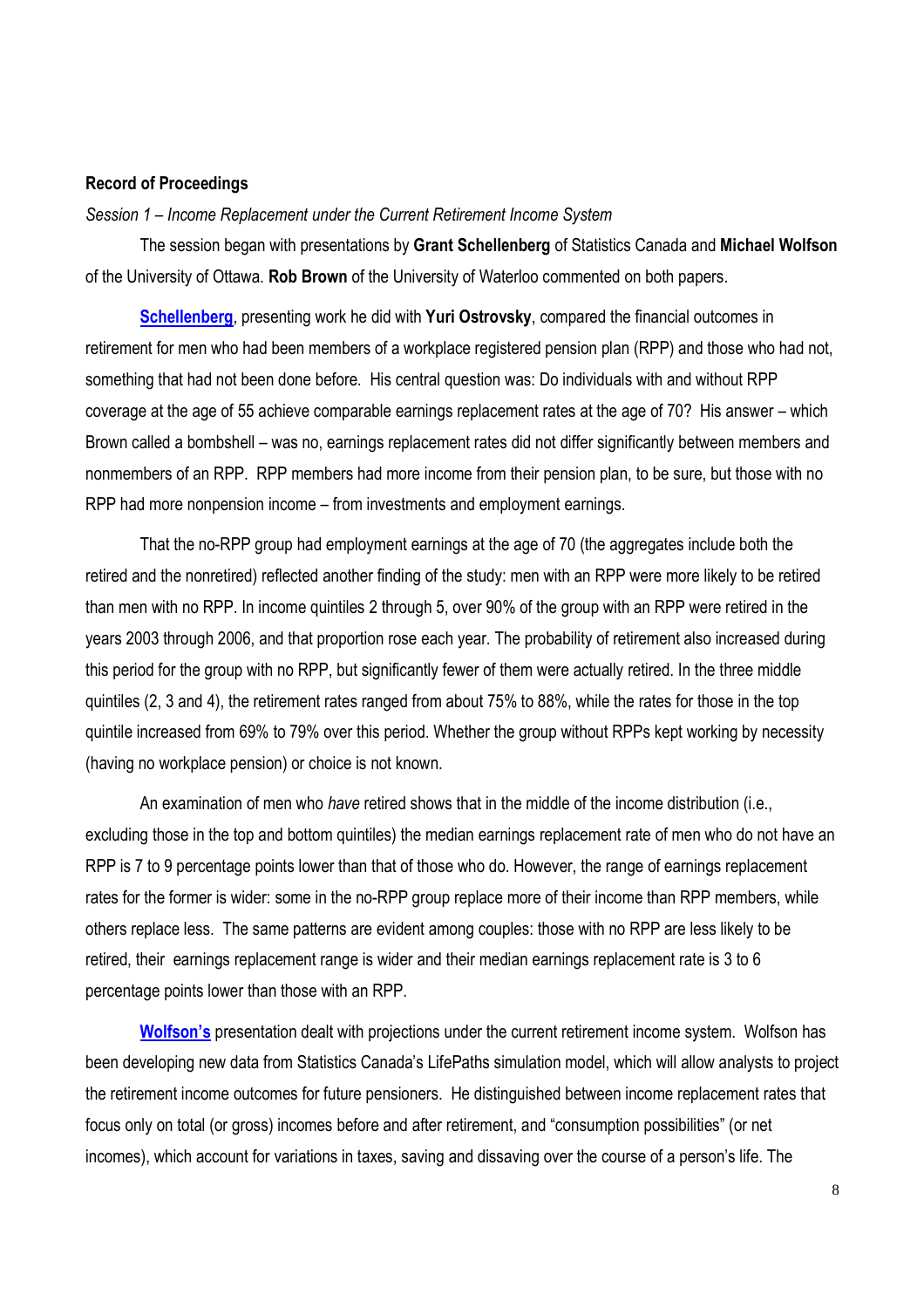**Record of Proceedings**

*Session 1 – Income Replacement under the Current Retirement Income System*

The session began with presentations by **Grant Schellenberg** of Statistics Canada and **Michael Wolfson** of the University of Ottawa. **Rob Brown** of the University of Waterloo commented on both papers.

**Schellenberg**, presenting work he did with **Yuri Ostrovsky**, compared the financial outcomes in retirement for men who had been members of a workplace registered pension plan (RPP) and those who had not, something that had not been done before. His central question was: Do individuals with and without RPP coverage at the age of 55 achieve comparable earnings replacement rates at the age of 70? His answer – which Brown called a bombshell – was no, earnings replacement rates did not differ significantly between members and nonmembers of an RPP. RPP members had more income from their pension plan, to be sure, but those with no RPP had more nonpension income – from investments and employment earnings.

That the no-RPP group had employment earnings at the age of 70 (the aggregates include both the retired and the nonretired) reflected another finding of the study: men with an RPP were more likely to be retired than men with no RPP. In income quintiles 2 through 5, over 90% of the group with an RPP were retired in the years 2003 through 2006, and that proportion rose each year. The probability of retirement also increased during this period for the group with no RPP, but significantly fewer of them were actually retired. In the three middle quintiles (2, 3 and 4), the retirement rates ranged from about 75% to 88%, while the rates for those in the top quintile increased from 69% to 79% over this period. Whether the group without RPPs kept working by necessity (having no workplace pension) or choice is not known.

An examination of men who *have* retired shows that in the middle of the income distribution (i.e., excluding those in the top and bottom quintiles) the median earnings replacement rate of men who do not have an RPP is 7 to 9 percentage points lower than that of those who do. However, the range of earnings replacement rates for the former is wider: some in the no-RPP group replace more of their income than RPP members, while others replace less. The same patterns are evident among couples: those with no RPP are less likely to be retired, their earnings replacement range is wider and their median earnings replacement rate is 3 to 6 percentage points lower than those with an RPP.

**Wolfson's** presentation dealt with projections under the current retirement income system. Wolfson has been developing new data from Statistics Canada's LifePaths simulation model, which will allow analysts to project the retirement income outcomes for future pensioners. He distinguished between income replacement rates that focus only on total (or gross) incomes before and after retirement, and "consumption possibilities" (or net incomes), which account for variations in taxes, saving and dissaving over the course of a person's life. The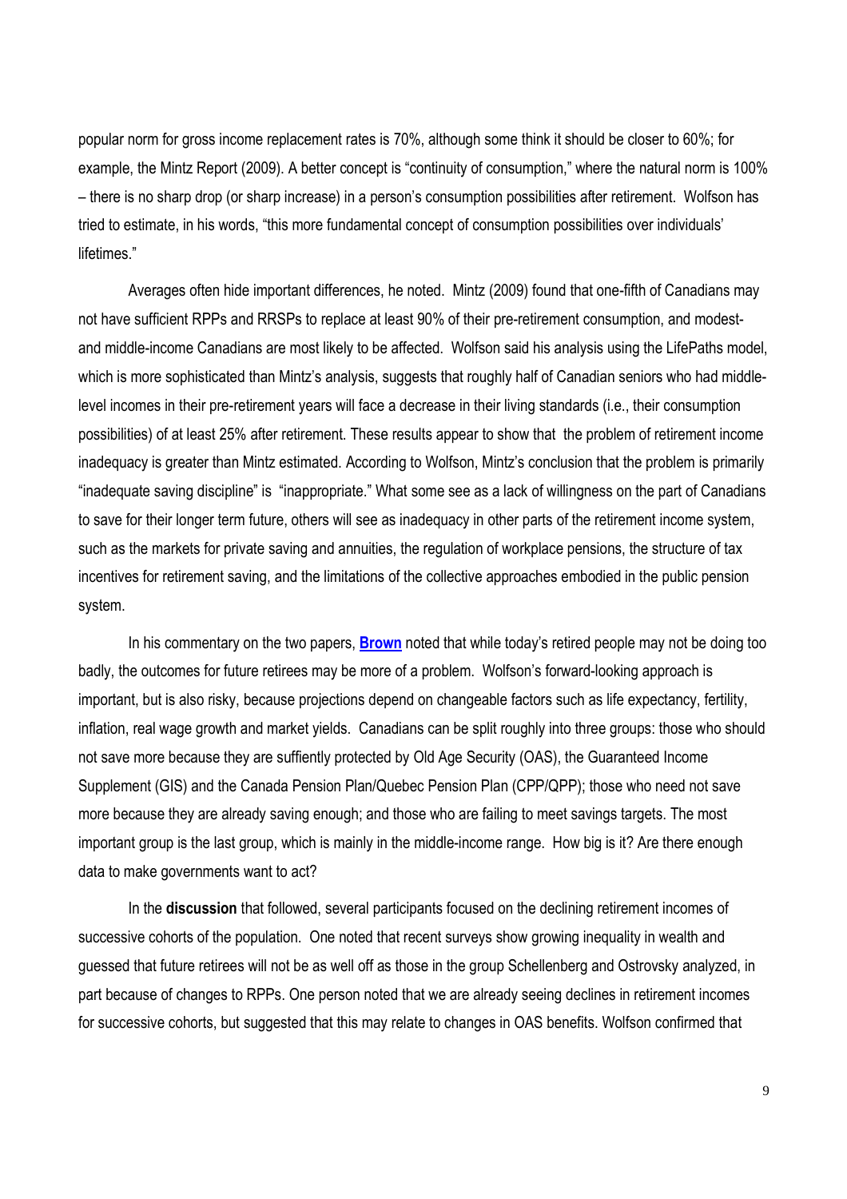popular norm for gross income replacement rates is 70%, although some think it should be closer to 60%; for example, the Mintz Report (2009). A better concept is "continuity of consumption," where the natural norm is 100% – there is no sharp drop (or sharp increase) in a person's consumption possibilities after retirement. Wolfson has tried to estimate, in his words, "this more fundamental concept of consumption possibilities over individuals' lifetimes."

Averages often hide important differences, he noted. Mintz (2009) found that one-fifth of Canadians may not have sufficient RPPs and RRSPs to replace at least 90% of their pre-retirement consumption, and modest- and middle-income Canadians are most likely to be affected. Wolfson said his analysis using the LifePaths model, which is more sophisticated than Mintz's analysis, suggests that roughly half of Canadian seniors who had middle-level incomes in their pre-retirement years will face a decrease in their living standards (i.e., their consumption possibilities) of at least 25% after retirement. These results appear to show that the problem of retirement income inadequacy is greater than Mintz estimated. According to Wolfson, Mintz's conclusion that the problem is primarily "inadequate saving discipline" is "inappropriate." What some see as a lack of willingness on the part of Canadians to save for their longer term future, others will see as inadequacy in other parts of the retirement income system, such as the markets for private saving and annuities, the regulation of workplace pensions, the structure of tax incentives for retirement saving, and the limitations of the collective approaches embodied in the public pension system.

In his commentary on the two papers, **Brown** noted that while today's retired people may not be doing too badly, the outcomes for future retirees may be more of a problem. Wolfson's forward-looking approach is important, but is also risky, because projections depend on changeable factors such as life expectancy, fertility, inflation, real wage growth and market yields. Canadians can be split roughly into three groups: those who should not save more because they are suffiently protected by Old Age Security (OAS), the Guaranteed Income Supplement (GIS) and the Canada Pension Plan/Quebec Pension Plan (CPP/QPP); those who need not save more because they are already saving enough; and those who are failing to meet savings targets. The most important group is the last group, which is mainly in the middle-income range. How big is it? Are there enough data to make governments want to act?

In the **discussion** that followed, several participants focused on the declining retirement incomes of successive cohorts of the population. One noted that recent surveys show growing inequality in wealth and guessed that future retirees will not be as well off as those in the group Schellenberg and Ostrovsky analyzed, in part because of changes to RPPs. One person noted that we are already seeing declines in retirement incomes for successive cohorts, but suggested that this may relate to changes in OAS benefits. Wolfson confirmed that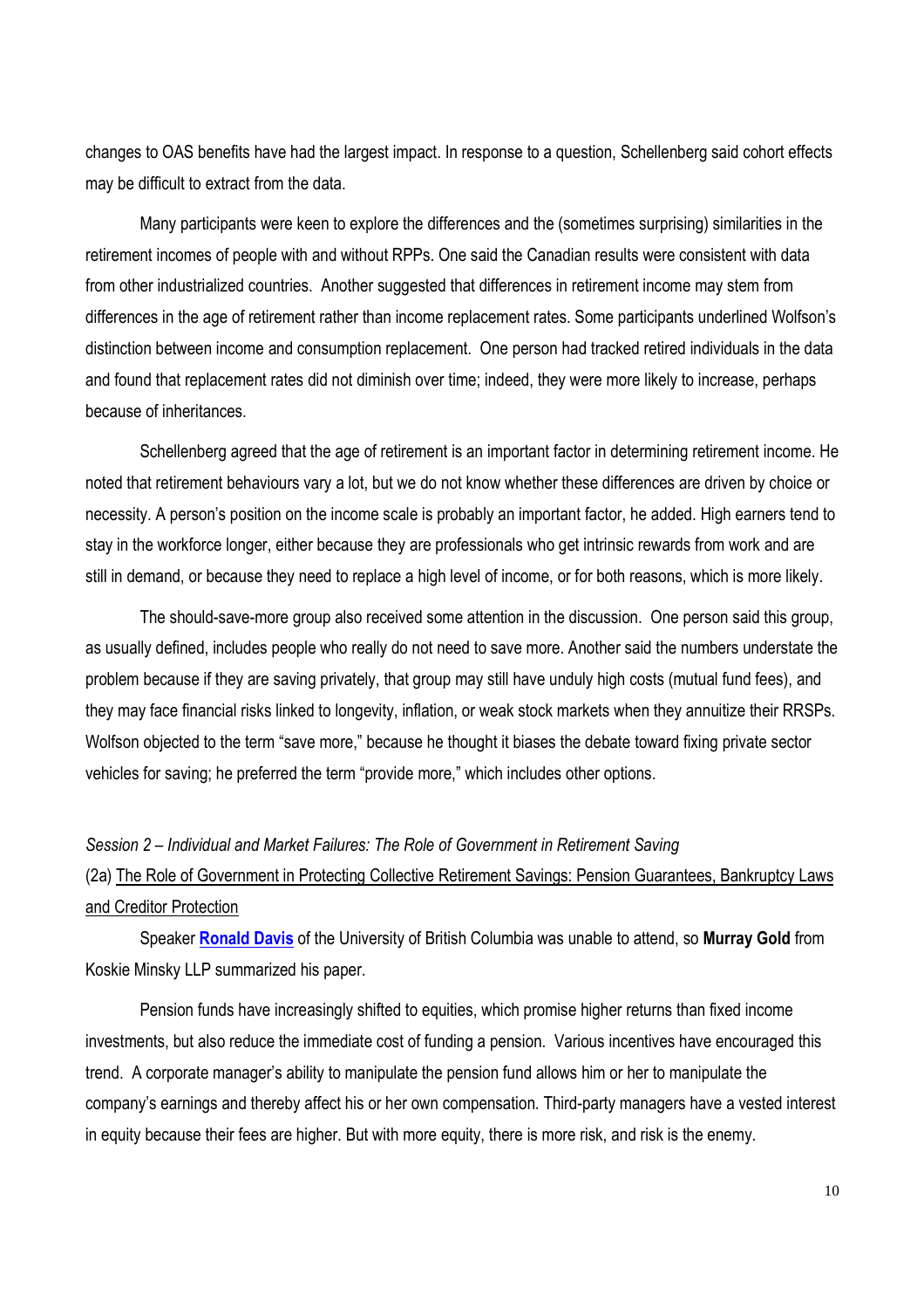changes to OAS benefits have had the largest impact. In response to a question, Schellenberg said cohort effects may be difficult to extract from the data.

Many participants were keen to explore the differences and the (sometimes surprising) similarities in the retirement incomes of people with and without RPPs. One said the Canadian results were consistent with data from other industrialized countries. Another suggested that differences in retirement income may stem from differences in the age of retirement rather than income replacement rates. Some participants underlined Wolfson's distinction between income and consumption replacement. One person had tracked retired individuals in the data and found that replacement rates did not diminish over time; indeed, they were more likely to increase, perhaps because of inheritances.

Schellenberg agreed that the age of retirement is an important factor in determining retirement income. He noted that retirement behaviours vary a lot, but we do not know whether these differences are driven by choice or necessity. A person's position on the income scale is probably an important factor, he added. High earners tend to stay in the workforce longer, either because they are professionals who get intrinsic rewards from work and are still in demand, or because they need to replace a high level of income, or for both reasons, which is more likely.

The should-save-more group also received some attention in the discussion. One person said this group, as usually defined, includes people who really do not need to save more. Another said the numbers understate the problem because if they are saving privately, that group may still have unduly high costs (mutual fund fees), and they may face financial risks linked to longevity, inflation, or weak stock markets when they annuitize their RRSPs. Wolfson objected to the term "save more," because he thought it biases the debate toward fixing private sector vehicles for saving; he preferred the term "provide more," which includes other options.

*Session 2 – Individual and Market Failures: The Role of Government in Retirement Saving*

(2a) The Role of Government in Protecting Collective Retirement Savings: Pension Guarantees, Bankruptcy Laws and Creditor Protection

Speaker **Ronald Davis** of the University of British Columbia was unable to attend, so **Murray Gold** from Koskie Minsky LLP summarized his paper.

Pension funds have increasingly shifted to equities, which promise higher returns than fixed income investments, but also reduce the immediate cost of funding a pension. Various incentives have encouraged this trend. A corporate manager's ability to manipulate the pension fund allows him or her to manipulate the company's earnings and thereby affect his or her own compensation. Third-party managers have a vested interest in equity because their fees are higher. But with more equity, there is more risk, and risk is the enemy.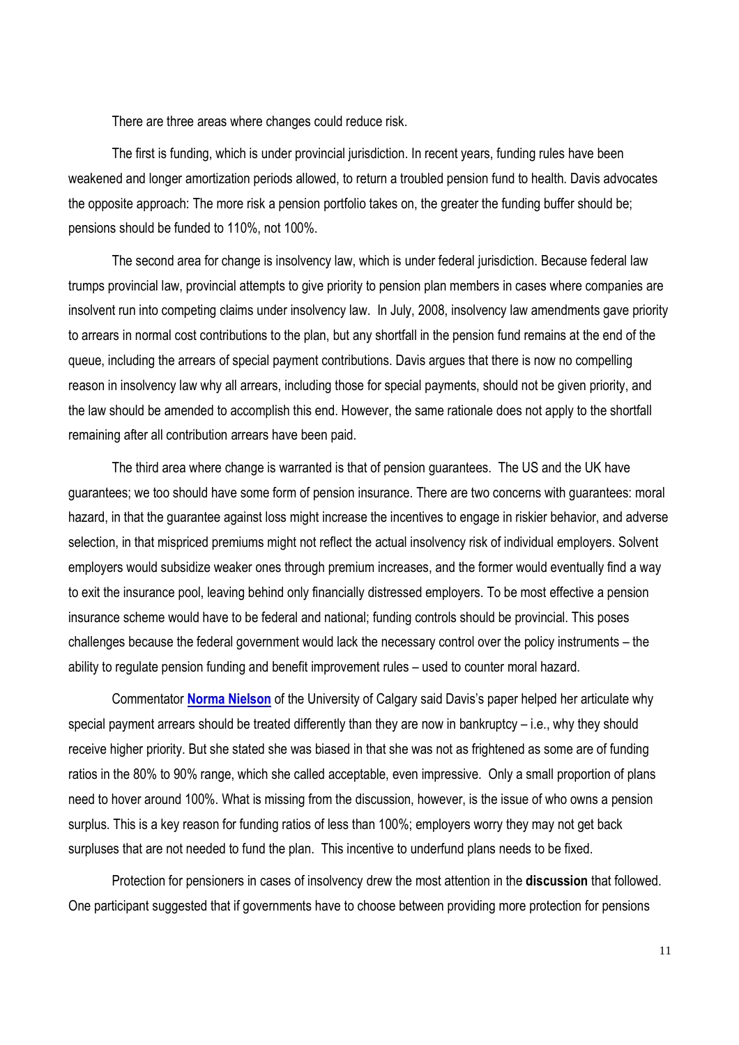There are three areas where changes could reduce risk.

The first is funding, which is under provincial jurisdiction. In recent years, funding rules have been weakened and longer amortization periods allowed, to return a troubled pension fund to health. Davis advocates the opposite approach: The more risk a pension portfolio takes on, the greater the funding buffer should be; pensions should be funded to 110%, not 100%.

The second area for change is insolvency law, which is under federal jurisdiction. Because federal law trumps provincial law, provincial attempts to give priority to pension plan members in cases where companies are insolvent run into competing claims under insolvency law. In July, 2008, insolvency law amendments gave priority to arrears in normal cost contributions to the plan, but any shortfall in the pension fund remains at the end of the queue, including the arrears of special payment contributions. Davis argues that there is now no compelling reason in insolvency law why all arrears, including those for special payments, should not be given priority, and the law should be amended to accomplish this end. However, the same rationale does not apply to the shortfall remaining after all contribution arrears have been paid.

The third area where change is warranted is that of pension guarantees. The US and the UK have guarantees; we too should have some form of pension insurance. There are two concerns with guarantees: moral hazard, in that the guarantee against loss might increase the incentives to engage in riskier behavior, and adverse selection, in that mispriced premiums might not reflect the actual insolvency risk of individual employers. Solvent employers would subsidize weaker ones through premium increases, and the former would eventually find a way to exit the insurance pool, leaving behind only financially distressed employers. To be most effective a pension insurance scheme would have to be federal and national; funding controls should be provincial. This poses challenges because the federal government would lack the necessary control over the policy instruments – the ability to regulate pension funding and benefit improvement rules – used to counter moral hazard.

Commentator **Norma Nielson** of the University of Calgary said Davis's paper helped her articulate why special payment arrears should be treated differently than they are now in bankruptcy – i.e., why they should receive higher priority. But she stated she was biased in that she was not as frightened as some are of funding ratios in the 80% to 90% range, which she called acceptable, even impressive. Only a small proportion of plans need to hover around 100%. What is missing from the discussion, however, is the issue of who owns a pension surplus. This is a key reason for funding ratios of less than 100%; employers worry they may not get back surpluses that are not needed to fund the plan. This incentive to underfund plans needs to be fixed.

Protection for pensioners in cases of insolvency drew the most attention in the **discussion** that followed. One participant suggested that if governments have to choose between providing more protection for pensions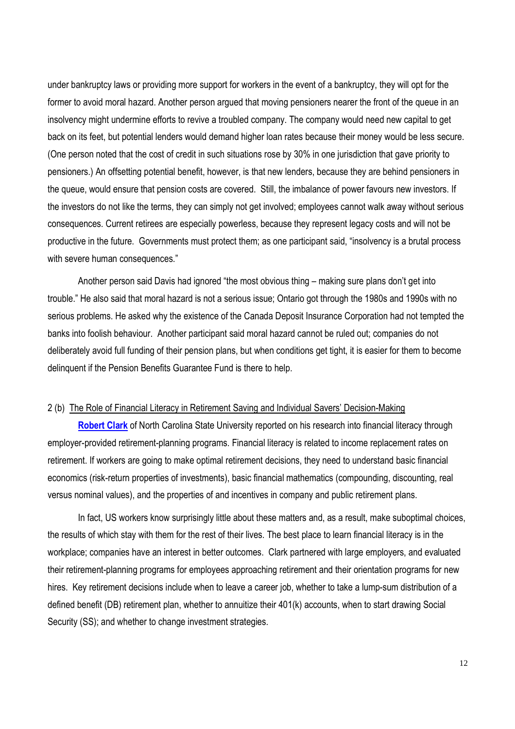under bankruptcy laws or providing more support for workers in the event of a bankruptcy, they will opt for the former to avoid moral hazard. Another person argued that moving pensioners nearer the front of the queue in an insolvency might undermine efforts to revive a troubled company. The company would need new capital to get back on its feet, but potential lenders would demand higher loan rates because their money would be less secure. (One person noted that the cost of credit in such situations rose by 30% in one jurisdiction that gave priority to pensioners.) An offsetting potential benefit, however, is that new lenders, because they are behind pensioners in the queue, would ensure that pension costs are covered. Still, the imbalance of power favours new investors. If the investors do not like the terms, they can simply not get involved; employees cannot walk away without serious consequences. Current retirees are especially powerless, because they represent legacy costs and will not be productive in the future. Governments must protect them; as one participant said, "insolvency is a brutal process with severe human consequences."

Another person said Davis had ignored "the most obvious thing – making sure plans don't get into trouble." He also said that moral hazard is not a serious issue; Ontario got through the 1980s and 1990s with no serious problems. He asked why the existence of the Canada Deposit Insurance Corporation had not tempted the banks into foolish behaviour. Another participant said moral hazard cannot be ruled out; companies do not deliberately avoid full funding of their pension plans, but when conditions get tight, it is easier for them to become delinquent if the Pension Benefits Guarantee Fund is there to help.

2 (b) The Role of Financial Literacy in Retirement Saving and Individual Savers' Decision-Making

**Robert Clark** of North Carolina State University reported on his research into financial literacy through employer-provided retirement-planning programs. Financial literacy is related to income replacement rates on retirement. If workers are going to make optimal retirement decisions, they need to understand basic financial economics (risk-return properties of investments), basic financial mathematics (compounding, discounting, real versus nominal values), and the properties of and incentives in company and public retirement plans.

In fact, US workers know surprisingly little about these matters and, as a result, make suboptimal choices, the results of which stay with them for the rest of their lives. The best place to learn financial literacy is in the workplace; companies have an interest in better outcomes. Clark partnered with large employers, and evaluated their retirement-planning programs for employees approaching retirement and their orientation programs for new hires. Key retirement decisions include when to leave a career job, whether to take a lump-sum distribution of a defined benefit (DB) retirement plan, whether to annuitize their 401(k) accounts, when to start drawing Social Security (SS); and whether to change investment strategies.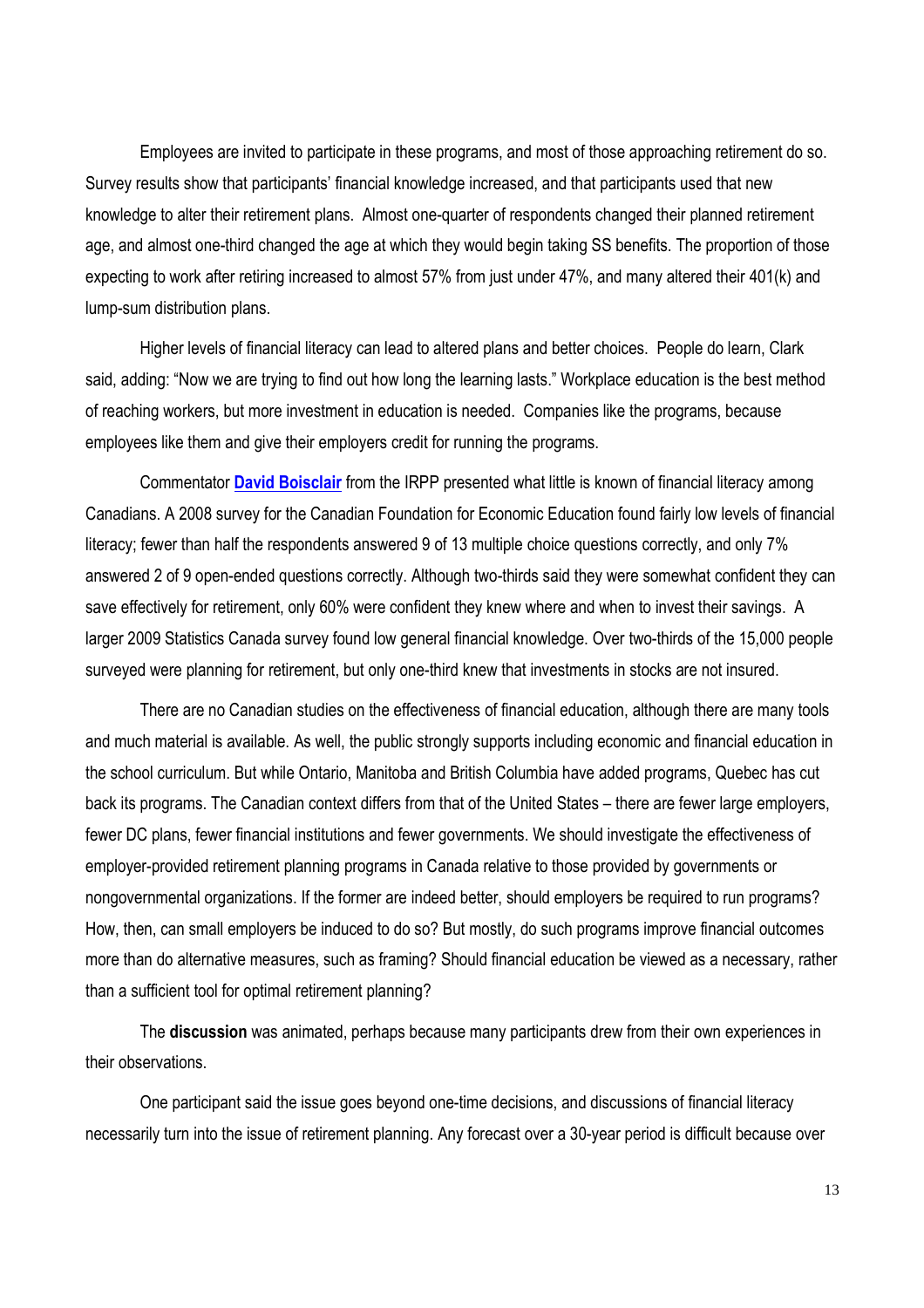Employees are invited to participate in these programs, and most of those approaching retirement do so. Survey results show that participants' financial knowledge increased, and that participants used that new knowledge to alter their retirement plans. Almost one-quarter of respondents changed their planned retirement age, and almost one-third changed the age at which they would begin taking SS benefits. The proportion of those expecting to work after retiring increased to almost 57% from just under 47%, and many altered their 401(k) and lump-sum distribution plans.

Higher levels of financial literacy can lead to altered plans and better choices. People do learn, Clark said, adding: "Now we are trying to find out how long the learning lasts." Workplace education is the best method of reaching workers, but more investment in education is needed. Companies like the programs, because employees like them and give their employers credit for running the programs.

Commentator **David Boisclair** from the IRPP presented what little is known of financial literacy among Canadians. A 2008 survey for the Canadian Foundation for Economic Education found fairly low levels of financial literacy; fewer than half the respondents answered 9 of 13 multiple choice questions correctly, and only 7% answered 2 of 9 open-ended questions correctly. Although two-thirds said they were somewhat confident they can save effectively for retirement, only 60% were confident they knew where and when to invest their savings. A larger 2009 Statistics Canada survey found low general financial knowledge. Over two-thirds of the 15,000 people surveyed were planning for retirement, but only one-third knew that investments in stocks are not insured.

There are no Canadian studies on the effectiveness of financial education, although there are many tools and much material is available. As well, the public strongly supports including economic and financial education in the school curriculum. But while Ontario, Manitoba and British Columbia have added programs, Quebec has cut back its programs. The Canadian context differs from that of the United States – there are fewer large employers, fewer DC plans, fewer financial institutions and fewer governments. We should investigate the effectiveness of employer-provided retirement planning programs in Canada relative to those provided by governments or nongovernmental organizations. If the former are indeed better, should employers be required to run programs? How, then, can small employers be induced to do so? But mostly, do such programs improve financial outcomes more than do alternative measures, such as framing? Should financial education be viewed as a necessary, rather than a sufficient tool for optimal retirement planning?

The **discussion** was animated, perhaps because many participants drew from their own experiences in their observations.

One participant said the issue goes beyond one-time decisions, and discussions of financial literacy necessarily turn into the issue of retirement planning. Any forecast over a 30-year period is difficult because over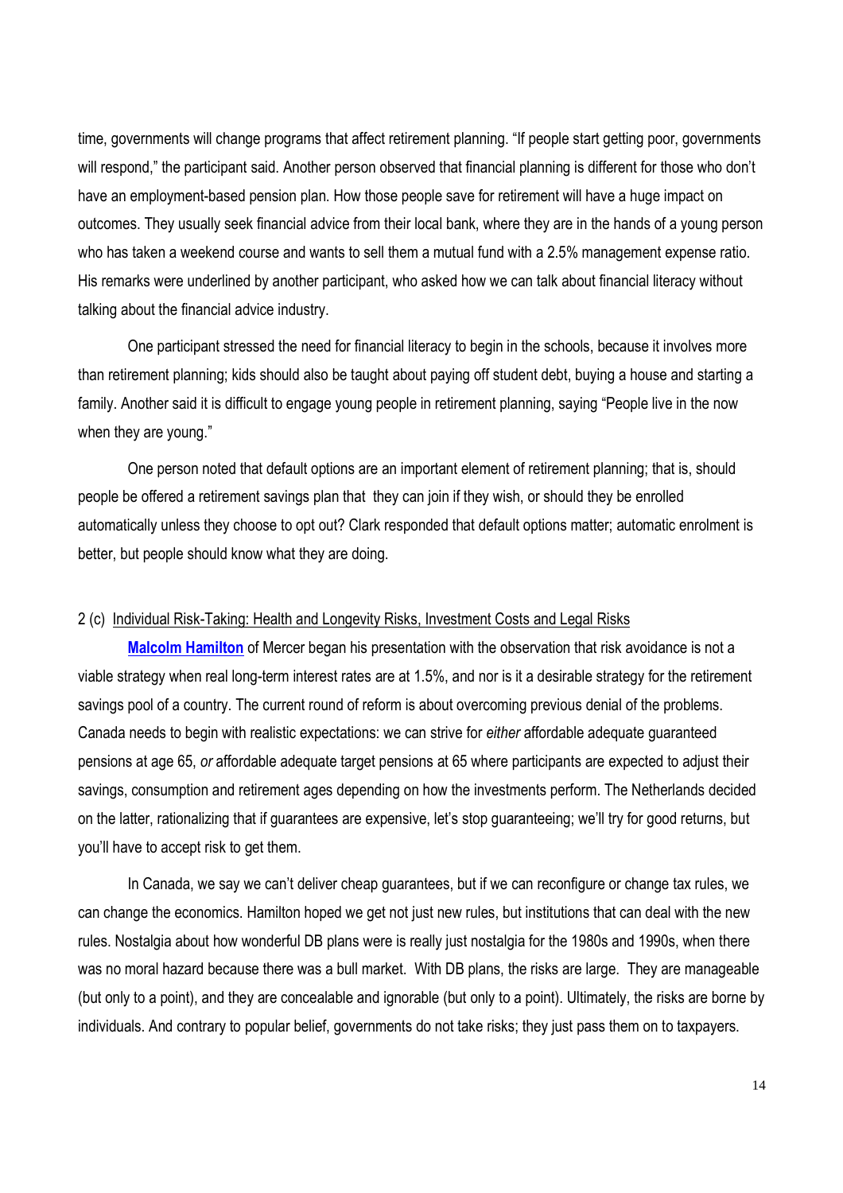time, governments will change programs that affect retirement planning. "If people start getting poor, governments will respond," the participant said. Another person observed that financial planning is different for those who don't have an employment-based pension plan. How those people save for retirement will have a huge impact on outcomes. They usually seek financial advice from their local bank, where they are in the hands of a young person who has taken a weekend course and wants to sell them a mutual fund with a 2.5% management expense ratio. His remarks were underlined by another participant, who asked how we can talk about financial literacy without talking about the financial advice industry.

One participant stressed the need for financial literacy to begin in the schools, because it involves more than retirement planning; kids should also be taught about paying off student debt, buying a house and starting a family. Another said it is difficult to engage young people in retirement planning, saying "People live in the now when they are young."

One person noted that default options are an important element of retirement planning; that is, should people be offered a retirement savings plan that they can join if they wish, or should they be enrolled automatically unless they choose to opt out? Clark responded that default options matter; automatic enrolment is better, but people should know what they are doing.

### 2 (c) Individual Risk-Taking: Health and Longevity Risks, Investment Costs and Legal Risks

**Malcolm Hamilton** of Mercer began his presentation with the observation that risk avoidance is not a viable strategy when real long-term interest rates are at 1.5%, and nor is it a desirable strategy for the retirement savings pool of a country. The current round of reform is about overcoming previous denial of the problems. Canada needs to begin with realistic expectations: we can strive for *either* affordable adequate guaranteed pensions at age 65, *or* affordable adequate target pensions at 65 where participants are expected to adjust their savings, consumption and retirement ages depending on how the investments perform. The Netherlands decided on the latter, rationalizing that if guarantees are expensive, let's stop guaranteeing; we'll try for good returns, but you'll have to accept risk to get them.

In Canada, we say we can't deliver cheap guarantees, but if we can reconfigure or change tax rules, we can change the economics. Hamilton hoped we get not just new rules, but institutions that can deal with the new rules. Nostalgia about how wonderful DB plans were is really just nostalgia for the 1980s and 1990s, when there was no moral hazard because there was a bull market. With DB plans, the risks are large. They are manageable (but only to a point), and they are concealable and ignorable (but only to a point). Ultimately, the risks are borne by individuals. And contrary to popular belief, governments do not take risks; they just pass them on to taxpayers.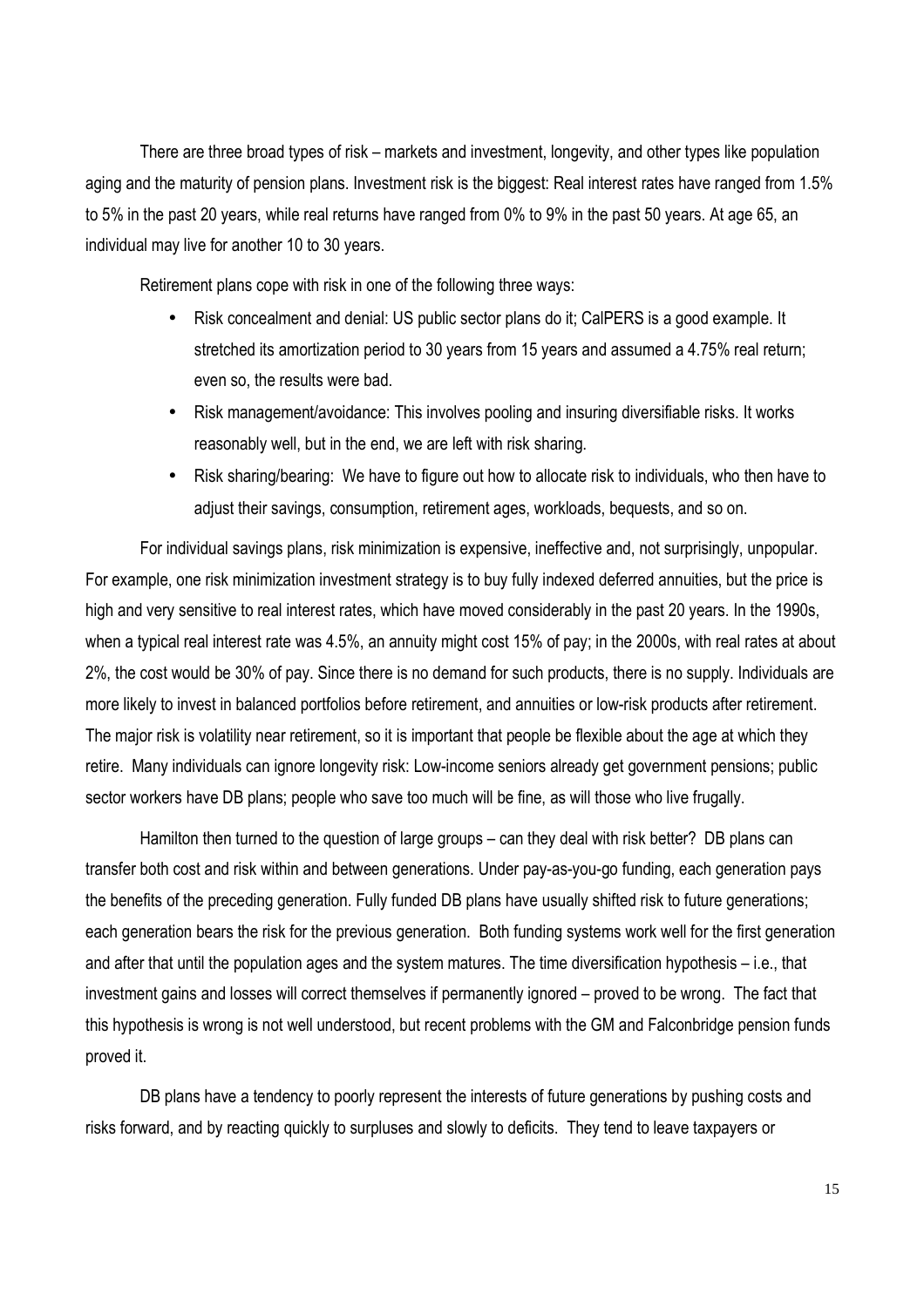There are three broad types of risk – markets and investment, longevity, and other types like population aging and the maturity of pension plans. Investment risk is the biggest: Real interest rates have ranged from 1.5% to 5% in the past 20 years, while real returns have ranged from 0% to 9% in the past 50 years. At age 65, an individual may live for another 10 to 30 years.

Retirement plans cope with risk in one of the following three ways:

- Risk concealment and denial: US public sector plans do it; CalPERS is a good example. It stretched its amortization period to 30 years from 15 years and assumed a 4.75% real return; even so, the results were bad.
- Risk management/avoidance: This involves pooling and insuring diversifiable risks. It works reasonably well, but in the end, we are left with risk sharing.
- Risk sharing/bearing: We have to figure out how to allocate risk to individuals, who then have to adjust their savings, consumption, retirement ages, workloads, bequests, and so on.

For individual savings plans, risk minimization is expensive, ineffective and, not surprisingly, unpopular. For example, one risk minimization investment strategy is to buy fully indexed deferred annuities, but the price is high and very sensitive to real interest rates, which have moved considerably in the past 20 years. In the 1990s, when a typical real interest rate was 4.5%, an annuity might cost 15% of pay; in the 2000s, with real rates at about 2%, the cost would be 30% of pay. Since there is no demand for such products, there is no supply. Individuals are more likely to invest in balanced portfolios before retirement, and annuities or low-risk products after retirement. The major risk is volatility near retirement, so it is important that people be flexible about the age at which they retire. Many individuals can ignore longevity risk: Low-income seniors already get government pensions; public sector workers have DB plans; people who save too much will be fine, as will those who live frugally.

Hamilton then turned to the question of large groups – can they deal with risk better? DB plans can transfer both cost and risk within and between generations. Under pay-as-you-go funding, each generation pays the benefits of the preceding generation. Fully funded DB plans have usually shifted risk to future generations; each generation bears the risk for the previous generation. Both funding systems work well for the first generation and after that until the population ages and the system matures. The time diversification hypothesis – i.e., that investment gains and losses will correct themselves if permanently ignored – proved to be wrong. The fact that this hypothesis is wrong is not well understood, but recent problems with the GM and Falconbridge pension funds proved it.

DB plans have a tendency to poorly represent the interests of future generations by pushing costs and risks forward, and by reacting quickly to surpluses and slowly to deficits. They tend to leave taxpayers or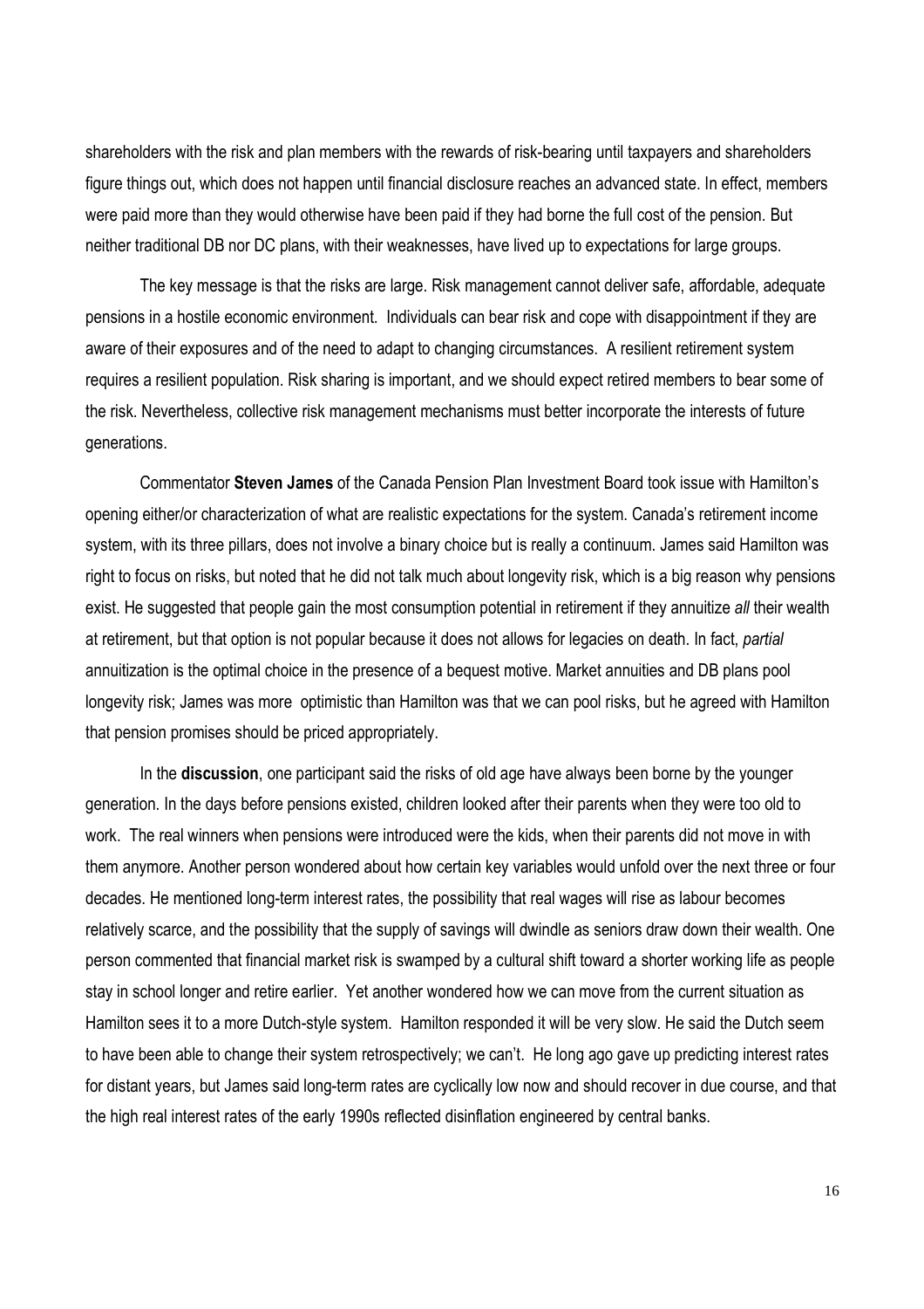shareholders with the risk and plan members with the rewards of risk-bearing until taxpayers and shareholders figure things out, which does not happen until financial disclosure reaches an advanced state. In effect, members were paid more than they would otherwise have been paid if they had borne the full cost of the pension. But neither traditional DB nor DC plans, with their weaknesses, have lived up to expectations for large groups.

The key message is that the risks are large. Risk management cannot deliver safe, affordable, adequate pensions in a hostile economic environment. Individuals can bear risk and cope with disappointment if they are aware of their exposures and of the need to adapt to changing circumstances. A resilient retirement system requires a resilient population. Risk sharing is important, and we should expect retired members to bear some of the risk. Nevertheless, collective risk management mechanisms must better incorporate the interests of future generations.

Commentator **Steven James** of the Canada Pension Plan Investment Board took issue with Hamilton's opening either/or characterization of what are realistic expectations for the system. Canada's retirement income system, with its three pillars, does not involve a binary choice but is really a continuum. James said Hamilton was right to focus on risks, but noted that he did not talk much about longevity risk, which is a big reason why pensions exist. He suggested that people gain the most consumption potential in retirement if they annuitize *all* their wealth at retirement, but that option is not popular because it does not allows for legacies on death. In fact, *partial* annuitization is the optimal choice in the presence of a bequest motive. Market annuities and DB plans pool longevity risk; James was more optimistic than Hamilton was that we can pool risks, but he agreed with Hamilton that pension promises should be priced appropriately.

In the **discussion**, one participant said the risks of old age have always been borne by the younger generation. In the days before pensions existed, children looked after their parents when they were too old to work. The real winners when pensions were introduced were the kids, when their parents did not move in with them anymore. Another person wondered about how certain key variables would unfold over the next three or four decades. He mentioned long-term interest rates, the possibility that real wages will rise as labour becomes relatively scarce, and the possibility that the supply of savings will dwindle as seniors draw down their wealth. One person commented that financial market risk is swamped by a cultural shift toward a shorter working life as people stay in school longer and retire earlier. Yet another wondered how we can move from the current situation as Hamilton sees it to a more Dutch-style system. Hamilton responded it will be very slow. He said the Dutch seem to have been able to change their system retrospectively; we can't. He long ago gave up predicting interest rates for distant years, but James said long-term rates are cyclically low now and should recover in due course, and that the high real interest rates of the early 1990s reflected disinflation engineered by central banks.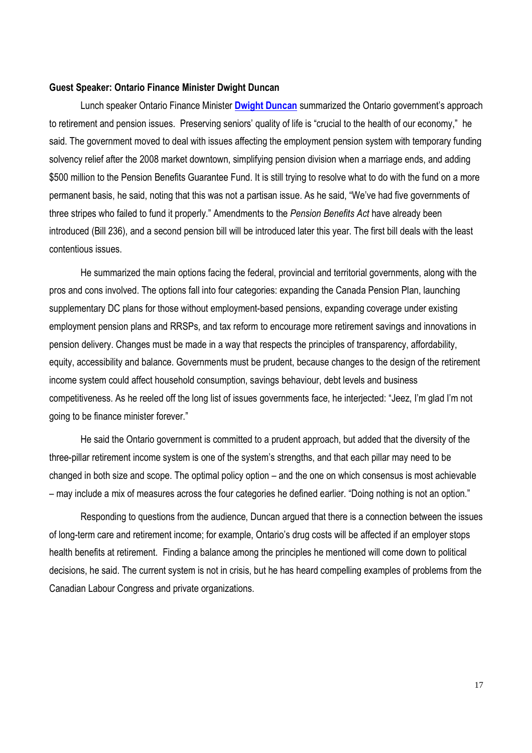**Guest Speaker: Ontario Finance Minister Dwight Duncan**

Lunch speaker Ontario Finance Minister **Dwight Duncan** summarized the Ontario government's approach to retirement and pension issues. Preserving seniors' quality of life is "crucial to the health of our economy," he said. The government moved to deal with issues affecting the employment pension system with temporary funding solvency relief after the 2008 market downtown, simplifying pension division when a marriage ends, and adding $500 million to the Pension Benefits Guarantee Fund. It is still trying to resolve what to do with the fund on a more permanent basis, he said, noting that this was not a partisan issue. As he said, "We've had five governments of three stripes who failed to fund it properly." Amendments to the *Pension Benefits Act* have already been introduced (Bill 236), and a second pension bill will be introduced later this year. The first bill deals with the least contentious issues.

He summarized the main options facing the federal, provincial and territorial governments, along with the pros and cons involved. The options fall into four categories: expanding the Canada Pension Plan, launching supplementary DC plans for those without employment-based pensions, expanding coverage under existing employment pension plans and RRSPs, and tax reform to encourage more retirement savings and innovations in pension delivery. Changes must be made in a way that respects the principles of transparency, affordability, equity, accessibility and balance. Governments must be prudent, because changes to the design of the retirement income system could affect household consumption, savings behaviour, debt levels and business competitiveness. As he reeled off the long list of issues governments face, he interjected: "Jeez, I'm glad I'm not going to be finance minister forever."

He said the Ontario government is committed to a prudent approach, but added that the diversity of the three-pillar retirement income system is one of the system's strengths, and that each pillar may need to be changed in both size and scope. The optimal policy option – and the one on which consensus is most achievable – may include a mix of measures across the four categories he defined earlier. "Doing nothing is not an option."

Responding to questions from the audience, Duncan argued that there is a connection between the issues of long-term care and retirement income; for example, Ontario's drug costs will be affected if an employer stops health benefits at retirement. Finding a balance among the principles he mentioned will come down to political decisions, he said. The current system is not in crisis, but he has heard compelling examples of problems from the Canadian Labour Congress and private organizations.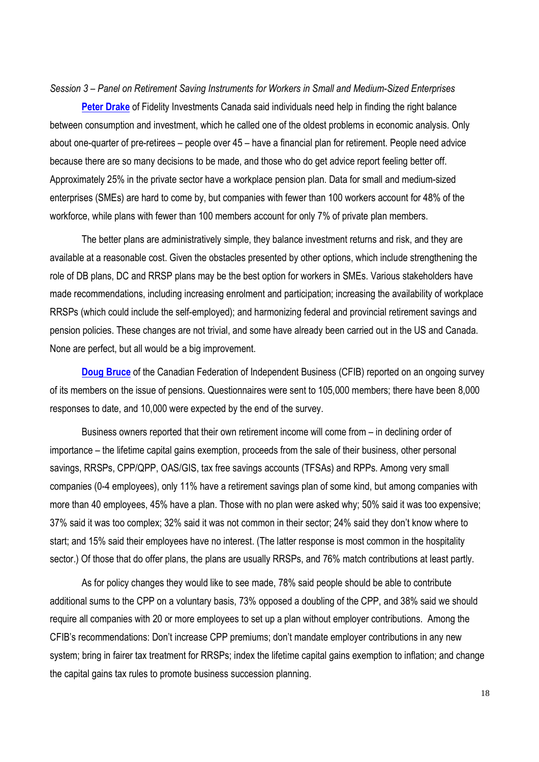*Session 3 – Panel on Retirement Saving Instruments for Workers in Small and Medium-Sized Enterprises*

**Peter Drake** of Fidelity Investments Canada said individuals need help in finding the right balance between consumption and investment, which he called one of the oldest problems in economic analysis. Only about one-quarter of pre-retirees – people over 45 – have a financial plan for retirement. People need advice because there are so many decisions to be made, and those who do get advice report feeling better off. Approximately 25% in the private sector have a workplace pension plan. Data for small and medium-sized enterprises (SMEs) are hard to come by, but companies with fewer than 100 workers account for 48% of the workforce, while plans with fewer than 100 members account for only 7% of private plan members.

The better plans are administratively simple, they balance investment returns and risk, and they are available at a reasonable cost. Given the obstacles presented by other options, which include strengthening the role of DB plans, DC and RRSP plans may be the best option for workers in SMEs. Various stakeholders have made recommendations, including increasing enrolment and participation; increasing the availability of workplace RRSPs (which could include the self-employed); and harmonizing federal and provincial retirement savings and pension policies. These changes are not trivial, and some have already been carried out in the US and Canada. None are perfect, but all would be a big improvement.

**Doug Bruce** of the Canadian Federation of Independent Business (CFIB) reported on an ongoing survey of its members on the issue of pensions. Questionnaires were sent to 105,000 members; there have been 8,000 responses to date, and 10,000 were expected by the end of the survey.

Business owners reported that their own retirement income will come from – in declining order of importance – the lifetime capital gains exemption, proceeds from the sale of their business, other personal savings, RRSPs, CPP/QPP, OAS/GIS, tax free savings accounts (TFSAs) and RPPs. Among very small companies (0-4 employees), only 11% have a retirement savings plan of some kind, but among companies with more than 40 employees, 45% have a plan. Those with no plan were asked why; 50% said it was too expensive; 37% said it was too complex; 32% said it was not common in their sector; 24% said they don't know where to start; and 15% said their employees have no interest. (The latter response is most common in the hospitality sector.) Of those that do offer plans, the plans are usually RRSPs, and 76% match contributions at least partly.

As for policy changes they would like to see made, 78% said people should be able to contribute additional sums to the CPP on a voluntary basis, 73% opposed a doubling of the CPP, and 38% said we should require all companies with 20 or more employees to set up a plan without employer contributions. Among the CFIB's recommendations: Don't increase CPP premiums; don't mandate employer contributions in any new system; bring in fairer tax treatment for RRSPs; index the lifetime capital gains exemption to inflation; and change the capital gains tax rules to promote business succession planning.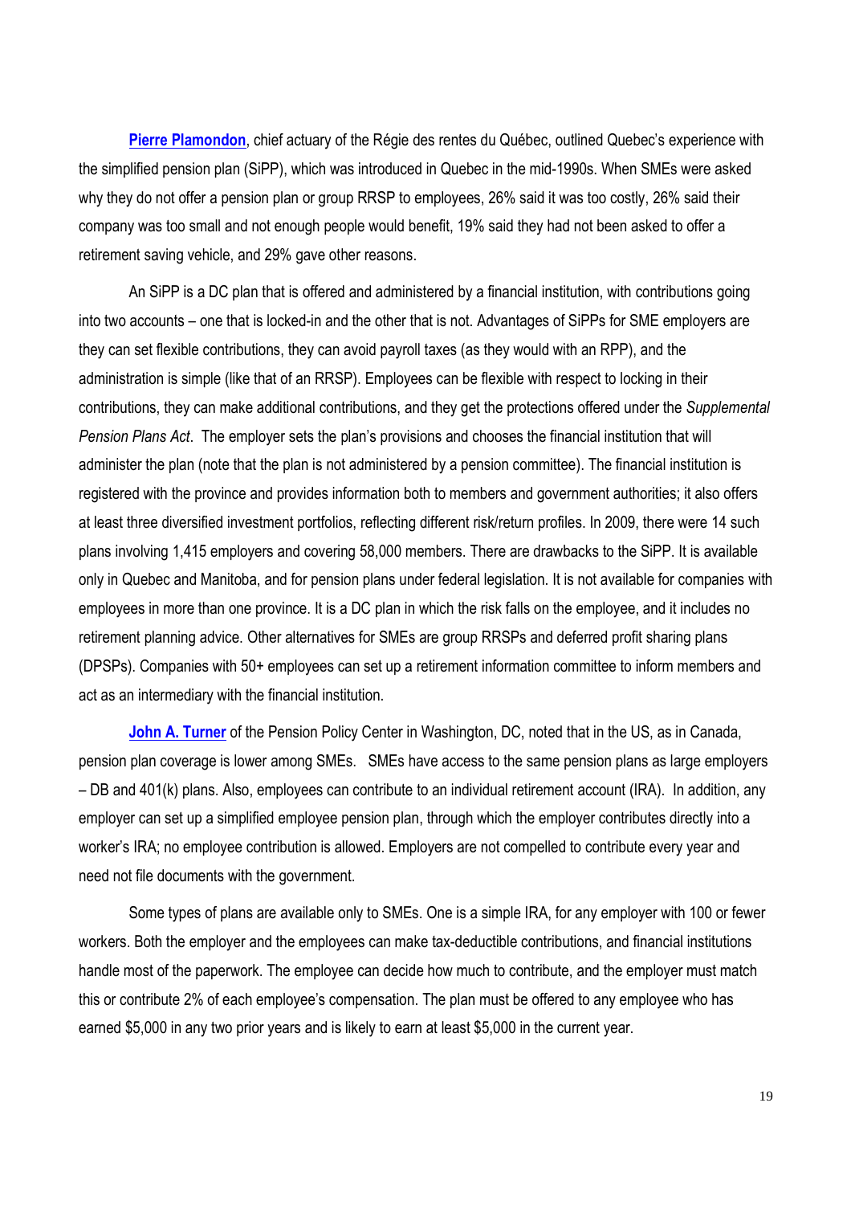**Pierre Plamondon**, chief actuary of the Régie des rentes du Québec, outlined Quebec's experience with the simplified pension plan (SiPP), which was introduced in Quebec in the mid-1990s. When SMEs were asked why they do not offer a pension plan or group RRSP to employees, 26% said it was too costly, 26% said their company was too small and not enough people would benefit, 19% said they had not been asked to offer a retirement saving vehicle, and 29% gave other reasons.

An SiPP is a DC plan that is offered and administered by a financial institution, with contributions going into two accounts – one that is locked-in and the other that is not. Advantages of SiPPs for SME employers are they can set flexible contributions, they can avoid payroll taxes (as they would with an RPP), and the administration is simple (like that of an RRSP). Employees can be flexible with respect to locking in their contributions, they can make additional contributions, and they get the protections offered under the *Supplemental Pension Plans Act*. The employer sets the plan's provisions and chooses the financial institution that will administer the plan (note that the plan is not administered by a pension committee). The financial institution is registered with the province and provides information both to members and government authorities; it also offers at least three diversified investment portfolios, reflecting different risk/return profiles. In 2009, there were 14 such plans involving 1,415 employers and covering 58,000 members. There are drawbacks to the SiPP. It is available only in Quebec and Manitoba, and for pension plans under federal legislation. It is not available for companies with employees in more than one province. It is a DC plan in which the risk falls on the employee, and it includes no retirement planning advice. Other alternatives for SMEs are group RRSPs and deferred profit sharing plans (DPSPs). Companies with 50+ employees can set up a retirement information committee to inform members and act as an intermediary with the financial institution.

**John A. Turner** of the Pension Policy Center in Washington, DC, noted that in the US, as in Canada, pension plan coverage is lower among SMEs. SMEs have access to the same pension plans as large employers – DB and 401(k) plans. Also, employees can contribute to an individual retirement account (IRA). In addition, any employer can set up a simplified employee pension plan, through which the employer contributes directly into a worker's IRA; no employee contribution is allowed. Employers are not compelled to contribute every year and need not file documents with the government.

Some types of plans are available only to SMEs. One is a simple IRA, for any employer with 100 or fewer workers. Both the employer and the employees can make tax-deductible contributions, and financial institutions handle most of the paperwork. The employee can decide how much to contribute, and the employer must match this or contribute 2% of each employee's compensation. The plan must be offered to any employee who has earned $5,000 in any two prior years and is likely to earn at least $5,000 in the current year.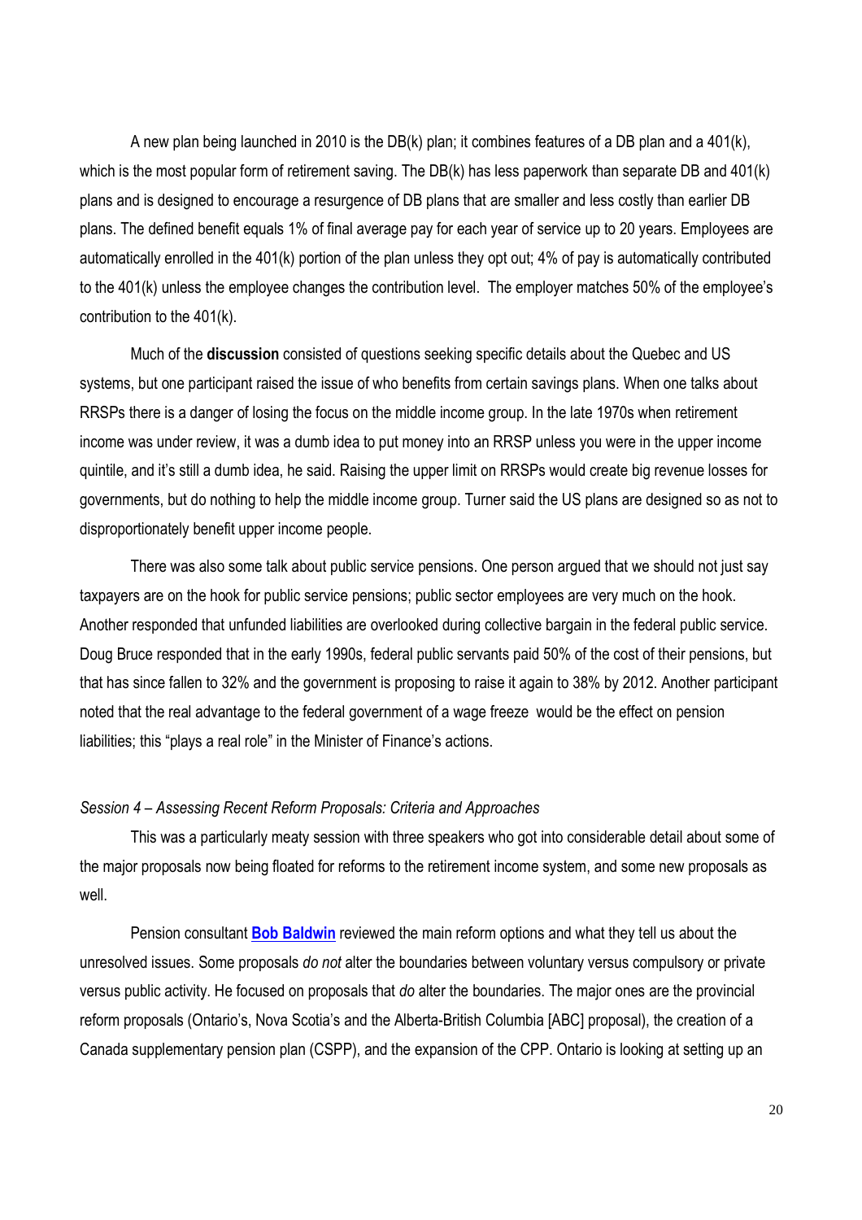A new plan being launched in 2010 is the DB(k) plan; it combines features of a DB plan and a 401(k), which is the most popular form of retirement saving. The DB(k) has less paperwork than separate DB and 401(k) plans and is designed to encourage a resurgence of DB plans that are smaller and less costly than earlier DB plans. The defined benefit equals 1% of final average pay for each year of service up to 20 years. Employees are automatically enrolled in the 401(k) portion of the plan unless they opt out; 4% of pay is automatically contributed to the 401(k) unless the employee changes the contribution level. The employer matches 50% of the employee's contribution to the 401(k).

Much of the **discussion** consisted of questions seeking specific details about the Quebec and US systems, but one participant raised the issue of who benefits from certain savings plans. When one talks about RRSPs there is a danger of losing the focus on the middle income group. In the late 1970s when retirement income was under review, it was a dumb idea to put money into an RRSP unless you were in the upper income quintile, and it's still a dumb idea, he said. Raising the upper limit on RRSPs would create big revenue losses for governments, but do nothing to help the middle income group. Turner said the US plans are designed so as not to disproportionately benefit upper income people.

There was also some talk about public service pensions. One person argued that we should not just say taxpayers are on the hook for public service pensions; public sector employees are very much on the hook. Another responded that unfunded liabilities are overlooked during collective bargain in the federal public service. Doug Bruce responded that in the early 1990s, federal public servants paid 50% of the cost of their pensions, but that has since fallen to 32% and the government is proposing to raise it again to 38% by 2012. Another participant noted that the real advantage to the federal government of a wage freeze would be the effect on pension liabilities; this "plays a real role" in the Minister of Finance's actions.

*Session 4 – Assessing Recent Reform Proposals: Criteria and Approaches*

This was a particularly meaty session with three speakers who got into considerable detail about some of the major proposals now being floated for reforms to the retirement income system, and some new proposals as well.

Pension consultant **Bob Baldwin** reviewed the main reform options and what they tell us about the unresolved issues. Some proposals *do not* alter the boundaries between voluntary versus compulsory or private versus public activity. He focused on proposals that *do* alter the boundaries. The major ones are the provincial reform proposals (Ontario's, Nova Scotia's and the Alberta-British Columbia [ABC] proposal), the creation of a Canada supplementary pension plan (CSPP), and the expansion of the CPP. Ontario is looking at setting up an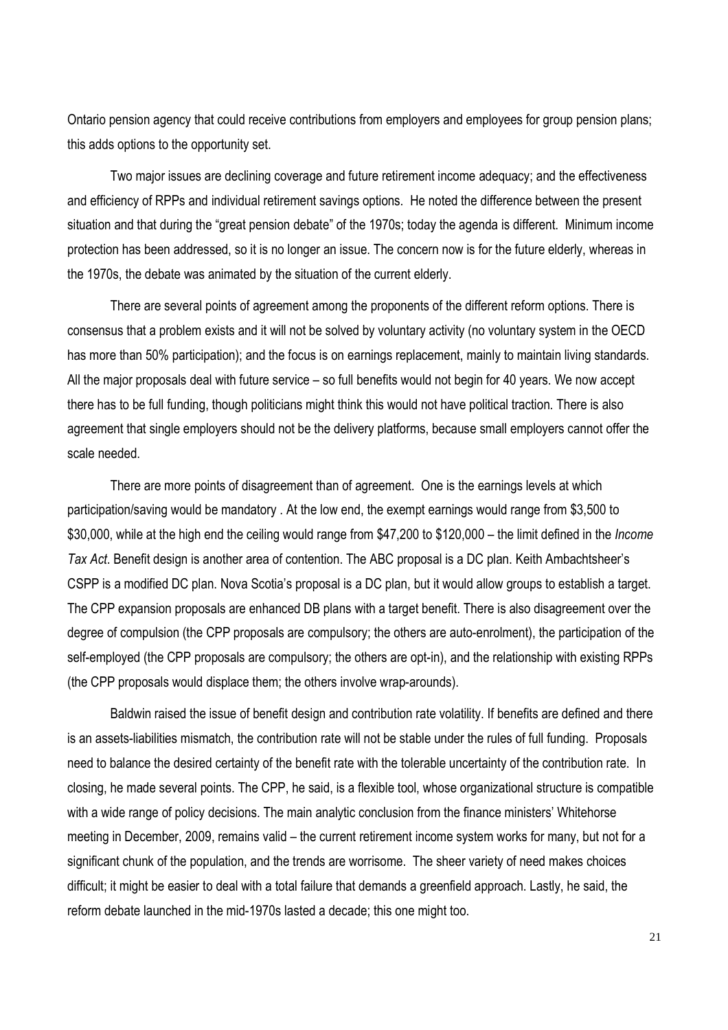Ontario pension agency that could receive contributions from employers and employees for group pension plans; this adds options to the opportunity set.

Two major issues are declining coverage and future retirement income adequacy; and the effectiveness and efficiency of RPPs and individual retirement savings options. He noted the difference between the present situation and that during the "great pension debate" of the 1970s; today the agenda is different. Minimum income protection has been addressed, so it is no longer an issue. The concern now is for the future elderly, whereas in the 1970s, the debate was animated by the situation of the current elderly.

There are several points of agreement among the proponents of the different reform options. There is consensus that a problem exists and it will not be solved by voluntary activity (no voluntary system in the OECD has more than 50% participation); and the focus is on earnings replacement, mainly to maintain living standards. All the major proposals deal with future service – so full benefits would not begin for 40 years. We now accept there has to be full funding, though politicians might think this would not have political traction. There is also agreement that single employers should not be the delivery platforms, because small employers cannot offer the scale needed.

There are more points of disagreement than of agreement. One is the earnings levels at which participation/saving would be mandatory . At the low end, the exempt earnings would range from $3,500 to $30,000, while at the high end the ceiling would range from $47,200 to $120,000 – the limit defined in the *Income Tax Act*. Benefit design is another area of contention. The ABC proposal is a DC plan. Keith Ambachtsheer's CSPP is a modified DC plan. Nova Scotia's proposal is a DC plan, but it would allow groups to establish a target. The CPP expansion proposals are enhanced DB plans with a target benefit. There is also disagreement over the degree of compulsion (the CPP proposals are compulsory; the others are auto-enrolment), the participation of the self-employed (the CPP proposals are compulsory; the others are opt-in), and the relationship with existing RPPs (the CPP proposals would displace them; the others involve wrap-arounds).

Baldwin raised the issue of benefit design and contribution rate volatility. If benefits are defined and there is an assets-liabilities mismatch, the contribution rate will not be stable under the rules of full funding. Proposals need to balance the desired certainty of the benefit rate with the tolerable uncertainty of the contribution rate. In closing, he made several points. The CPP, he said, is a flexible tool, whose organizational structure is compatible with a wide range of policy decisions. The main analytic conclusion from the finance ministers' Whitehorse meeting in December, 2009, remains valid – the current retirement income system works for many, but not for a significant chunk of the population, and the trends are worrisome. The sheer variety of need makes choices difficult; it might be easier to deal with a total failure that demands a greenfield approach. Lastly, he said, the reform debate launched in the mid-1970s lasted a decade; this one might too.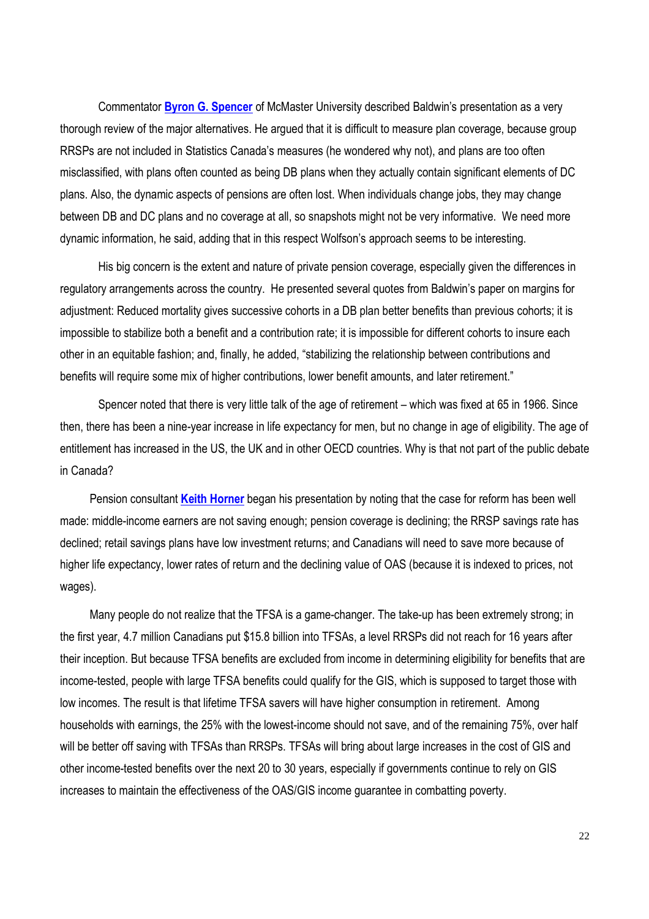Commentator **Byron G. Spencer** of McMaster University described Baldwin's presentation as a very thorough review of the major alternatives. He argued that it is difficult to measure plan coverage, because group RRSPs are not included in Statistics Canada's measures (he wondered why not), and plans are too often misclassified, with plans often counted as being DB plans when they actually contain significant elements of DC plans. Also, the dynamic aspects of pensions are often lost. When individuals change jobs, they may change between DB and DC plans and no coverage at all, so snapshots might not be very informative. We need more dynamic information, he said, adding that in this respect Wolfson's approach seems to be interesting.

His big concern is the extent and nature of private pension coverage, especially given the differences in regulatory arrangements across the country. He presented several quotes from Baldwin's paper on margins for adjustment: Reduced mortality gives successive cohorts in a DB plan better benefits than previous cohorts; it is impossible to stabilize both a benefit and a contribution rate; it is impossible for different cohorts to insure each other in an equitable fashion; and, finally, he added, "stabilizing the relationship between contributions and benefits will require some mix of higher contributions, lower benefit amounts, and later retirement."

Spencer noted that there is very little talk of the age of retirement – which was fixed at 65 in 1966. Since then, there has been a nine-year increase in life expectancy for men, but no change in age of eligibility. The age of entitlement has increased in the US, the UK and in other OECD countries. Why is that not part of the public debate in Canada?

Pension consultant **Keith Horner** began his presentation by noting that the case for reform has been well made: middle-income earners are not saving enough; pension coverage is declining; the RRSP savings rate has declined; retail savings plans have low investment returns; and Canadians will need to save more because of higher life expectancy, lower rates of return and the declining value of OAS (because it is indexed to prices, not wages).

Many people do not realize that the TFSA is a game-changer. The take-up has been extremely strong; in the first year, 4.7 million Canadians put $15.8 billion into TFSAs, a level RRSPs did not reach for 16 years after their inception. But because TFSA benefits are excluded from income in determining eligibility for benefits that are income-tested, people with large TFSA benefits could qualify for the GIS, which is supposed to target those with low incomes. The result is that lifetime TFSA savers will have higher consumption in retirement. Among households with earnings, the 25% with the lowest-income should not save, and of the remaining 75%, over half will be better off saving with TFSAs than RRSPs. TFSAs will bring about large increases in the cost of GIS and other income-tested benefits over the next 20 to 30 years, especially if governments continue to rely on GIS increases to maintain the effectiveness of the OAS/GIS income guarantee in combatting poverty.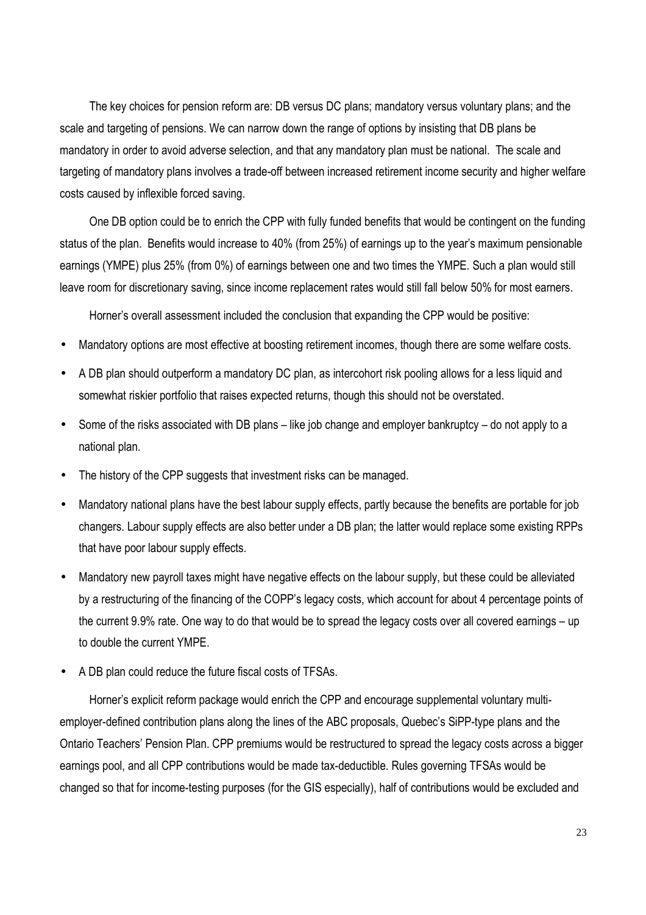The key choices for pension reform are: DB versus DC plans; mandatory versus voluntary plans; and the scale and targeting of pensions. We can narrow down the range of options by insisting that DB plans be mandatory in order to avoid adverse selection, and that any mandatory plan must be national. The scale and targeting of mandatory plans involves a trade-off between increased retirement income security and higher welfare costs caused by inflexible forced saving.

One DB option could be to enrich the CPP with fully funded benefits that would be contingent on the funding status of the plan. Benefits would increase to 40% (from 25%) of earnings up to the year's maximum pensionable earnings (YMPE) plus 25% (from 0%) of earnings between one and two times the YMPE. Such a plan would still leave room for discretionary saving, since income replacement rates would still fall below 50% for most earners.

Horner's overall assessment included the conclusion that expanding the CPP would be positive:

- Mandatory options are most effective at boosting retirement incomes, though there are some welfare costs.
- A DB plan should outperform a mandatory DC plan, as intercohort risk pooling allows for a less liquid and somewhat riskier portfolio that raises expected returns, though this should not be overstated.
- Some of the risks associated with DB plans – like job change and employer bankruptcy – do not apply to a national plan.
- The history of the CPP suggests that investment risks can be managed.
- Mandatory national plans have the best labour supply effects, partly because the benefits are portable for job changers. Labour supply effects are also better under a DB plan; the latter would replace some existing RPPs that have poor labour supply effects.
- Mandatory new payroll taxes might have negative effects on the labour supply, but these could be alleviated by a restructuring of the financing of the COPP's legacy costs, which account for about 4 percentage points of the current 9.9% rate. One way to do that would be to spread the legacy costs over all covered earnings – up to double the current YMPE.
- A DB plan could reduce the future fiscal costs of TFSAs.

Horner's explicit reform package would enrich the CPP and encourage supplemental voluntary multi-employer-defined contribution plans along the lines of the ABC proposals, Quebec's SiPP-type plans and the Ontario Teachers' Pension Plan. CPP premiums would be restructured to spread the legacy costs across a bigger earnings pool, and all CPP contributions would be made tax-deductible. Rules governing TFSAs would be changed so that for income-testing purposes (for the GIS especially), half of contributions would be excluded and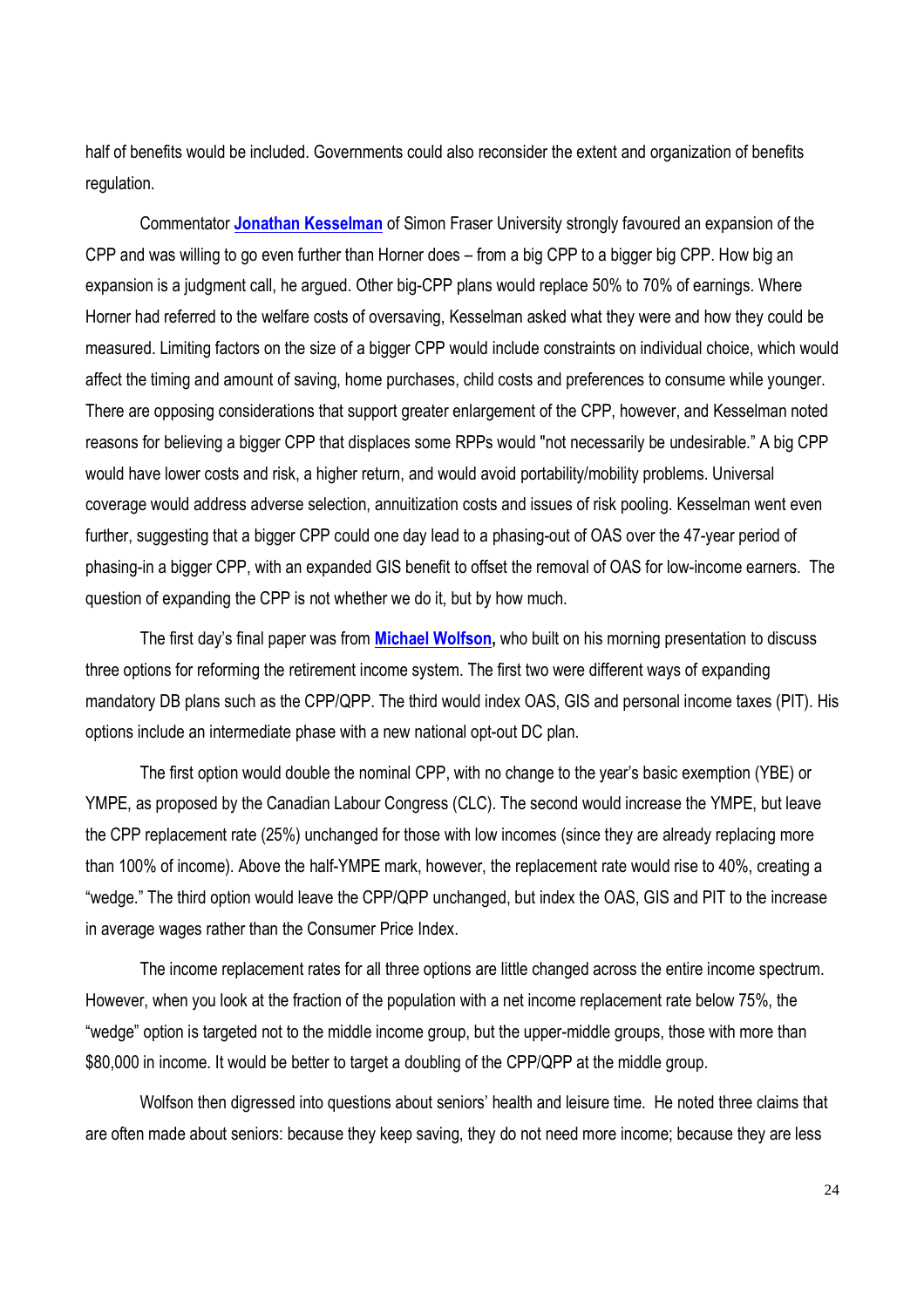half of benefits would be included. Governments could also reconsider the extent and organization of benefits regulation.

Commentator **Jonathan Kesselman** of Simon Fraser University strongly favoured an expansion of the CPP and was willing to go even further than Horner does – from a big CPP to a bigger big CPP. How big an expansion is a judgment call, he argued. Other big-CPP plans would replace 50% to 70% of earnings. Where Horner had referred to the welfare costs of oversaving, Kesselman asked what they were and how they could be measured. Limiting factors on the size of a bigger CPP would include constraints on individual choice, which would affect the timing and amount of saving, home purchases, child costs and preferences to consume while younger. There are opposing considerations that support greater enlargement of the CPP, however, and Kesselman noted reasons for believing a bigger CPP that displaces some RPPs would "not necessarily be undesirable." A big CPP would have lower costs and risk, a higher return, and would avoid portability/mobility problems. Universal coverage would address adverse selection, annuitization costs and issues of risk pooling. Kesselman went even further, suggesting that a bigger CPP could one day lead to a phasing-out of OAS over the 47-year period of phasing-in a bigger CPP, with an expanded GIS benefit to offset the removal of OAS for low-income earners. The question of expanding the CPP is not whether we do it, but by how much.

The first day's final paper was from **Michael Wolfson,** who built on his morning presentation to discuss three options for reforming the retirement income system. The first two were different ways of expanding mandatory DB plans such as the CPP/QPP. The third would index OAS, GIS and personal income taxes (PIT). His options include an intermediate phase with a new national opt-out DC plan.

The first option would double the nominal CPP, with no change to the year's basic exemption (YBE) or YMPE, as proposed by the Canadian Labour Congress (CLC). The second would increase the YMPE, but leave the CPP replacement rate (25%) unchanged for those with low incomes (since they are already replacing more than 100% of income). Above the half-YMPE mark, however, the replacement rate would rise to 40%, creating a "wedge." The third option would leave the CPP/QPP unchanged, but index the OAS, GIS and PIT to the increase in average wages rather than the Consumer Price Index.

The income replacement rates for all three options are little changed across the entire income spectrum. However, when you look at the fraction of the population with a net income replacement rate below 75%, the "wedge" option is targeted not to the middle income group, but the upper-middle groups, those with more than $80,000 in income. It would be better to target a doubling of the CPP/QPP at the middle group.

Wolfson then digressed into questions about seniors' health and leisure time. He noted three claims that are often made about seniors: because they keep saving, they do not need more income; because they are less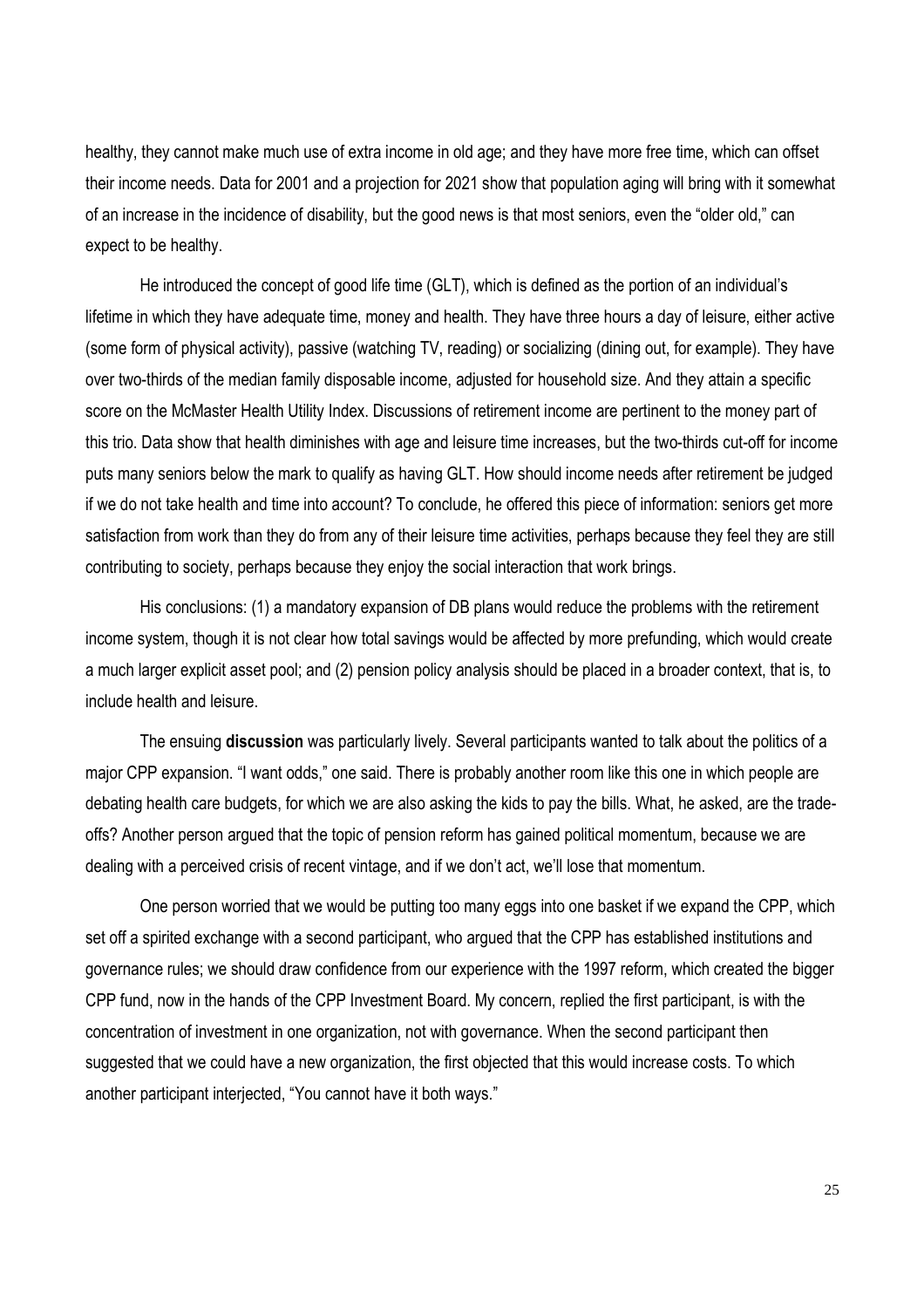healthy, they cannot make much use of extra income in old age; and they have more free time, which can offset their income needs. Data for 2001 and a projection for 2021 show that population aging will bring with it somewhat of an increase in the incidence of disability, but the good news is that most seniors, even the "older old," can expect to be healthy.

He introduced the concept of good life time (GLT), which is defined as the portion of an individual's lifetime in which they have adequate time, money and health. They have three hours a day of leisure, either active (some form of physical activity), passive (watching TV, reading) or socializing (dining out, for example). They have over two-thirds of the median family disposable income, adjusted for household size. And they attain a specific score on the McMaster Health Utility Index. Discussions of retirement income are pertinent to the money part of this trio. Data show that health diminishes with age and leisure time increases, but the two-thirds cut-off for income puts many seniors below the mark to qualify as having GLT. How should income needs after retirement be judged if we do not take health and time into account? To conclude, he offered this piece of information: seniors get more satisfaction from work than they do from any of their leisure time activities, perhaps because they feel they are still contributing to society, perhaps because they enjoy the social interaction that work brings.

His conclusions: (1) a mandatory expansion of DB plans would reduce the problems with the retirement income system, though it is not clear how total savings would be affected by more prefunding, which would create a much larger explicit asset pool; and (2) pension policy analysis should be placed in a broader context, that is, to include health and leisure.

The ensuing **discussion** was particularly lively. Several participants wanted to talk about the politics of a major CPP expansion. "I want odds," one said. There is probably another room like this one in which people are debating health care budgets, for which we are also asking the kids to pay the bills. What, he asked, are the trade-offs? Another person argued that the topic of pension reform has gained political momentum, because we are dealing with a perceived crisis of recent vintage, and if we don't act, we'll lose that momentum.

One person worried that we would be putting too many eggs into one basket if we expand the CPP, which set off a spirited exchange with a second participant, who argued that the CPP has established institutions and governance rules; we should draw confidence from our experience with the 1997 reform, which created the bigger CPP fund, now in the hands of the CPP Investment Board. My concern, replied the first participant, is with the concentration of investment in one organization, not with governance. When the second participant then suggested that we could have a new organization, the first objected that this would increase costs. To which another participant interjected, "You cannot have it both ways."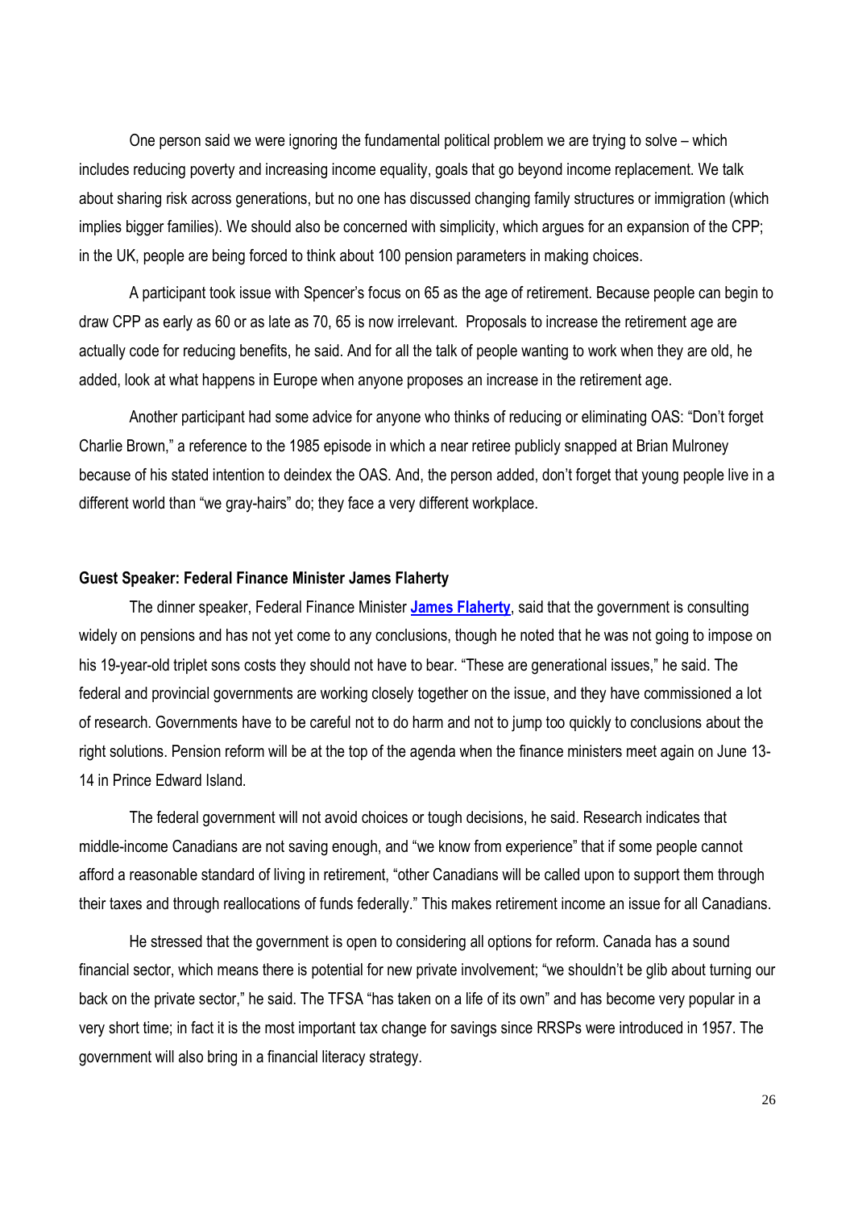One person said we were ignoring the fundamental political problem we are trying to solve – which includes reducing poverty and increasing income equality, goals that go beyond income replacement. We talk about sharing risk across generations, but no one has discussed changing family structures or immigration (which implies bigger families). We should also be concerned with simplicity, which argues for an expansion of the CPP; in the UK, people are being forced to think about 100 pension parameters in making choices.

A participant took issue with Spencer's focus on 65 as the age of retirement. Because people can begin to draw CPP as early as 60 or as late as 70, 65 is now irrelevant. Proposals to increase the retirement age are actually code for reducing benefits, he said. And for all the talk of people wanting to work when they are old, he added, look at what happens in Europe when anyone proposes an increase in the retirement age.

Another participant had some advice for anyone who thinks of reducing or eliminating OAS: "Don't forget Charlie Brown," a reference to the 1985 episode in which a near retiree publicly snapped at Brian Mulroney because of his stated intention to deindex the OAS. And, the person added, don't forget that young people live in a different world than "we gray-hairs" do; they face a very different workplace.

**Guest Speaker: Federal Finance Minister James Flaherty**

The dinner speaker, Federal Finance Minister **James Flaherty**, said that the government is consulting widely on pensions and has not yet come to any conclusions, though he noted that he was not going to impose on his 19-year-old triplet sons costs they should not have to bear. "These are generational issues," he said. The federal and provincial governments are working closely together on the issue, and they have commissioned a lot of research. Governments have to be careful not to do harm and not to jump too quickly to conclusions about the right solutions. Pension reform will be at the top of the agenda when the finance ministers meet again on June 13-14 in Prince Edward Island.

The federal government will not avoid choices or tough decisions, he said. Research indicates that middle-income Canadians are not saving enough, and "we know from experience" that if some people cannot afford a reasonable standard of living in retirement, "other Canadians will be called upon to support them through their taxes and through reallocations of funds federally." This makes retirement income an issue for all Canadians.

He stressed that the government is open to considering all options for reform. Canada has a sound financial sector, which means there is potential for new private involvement; "we shouldn't be glib about turning our back on the private sector," he said. The TFSA "has taken on a life of its own" and has become very popular in a very short time; in fact it is the most important tax change for savings since RRSPs were introduced in 1957. The government will also bring in a financial literacy strategy.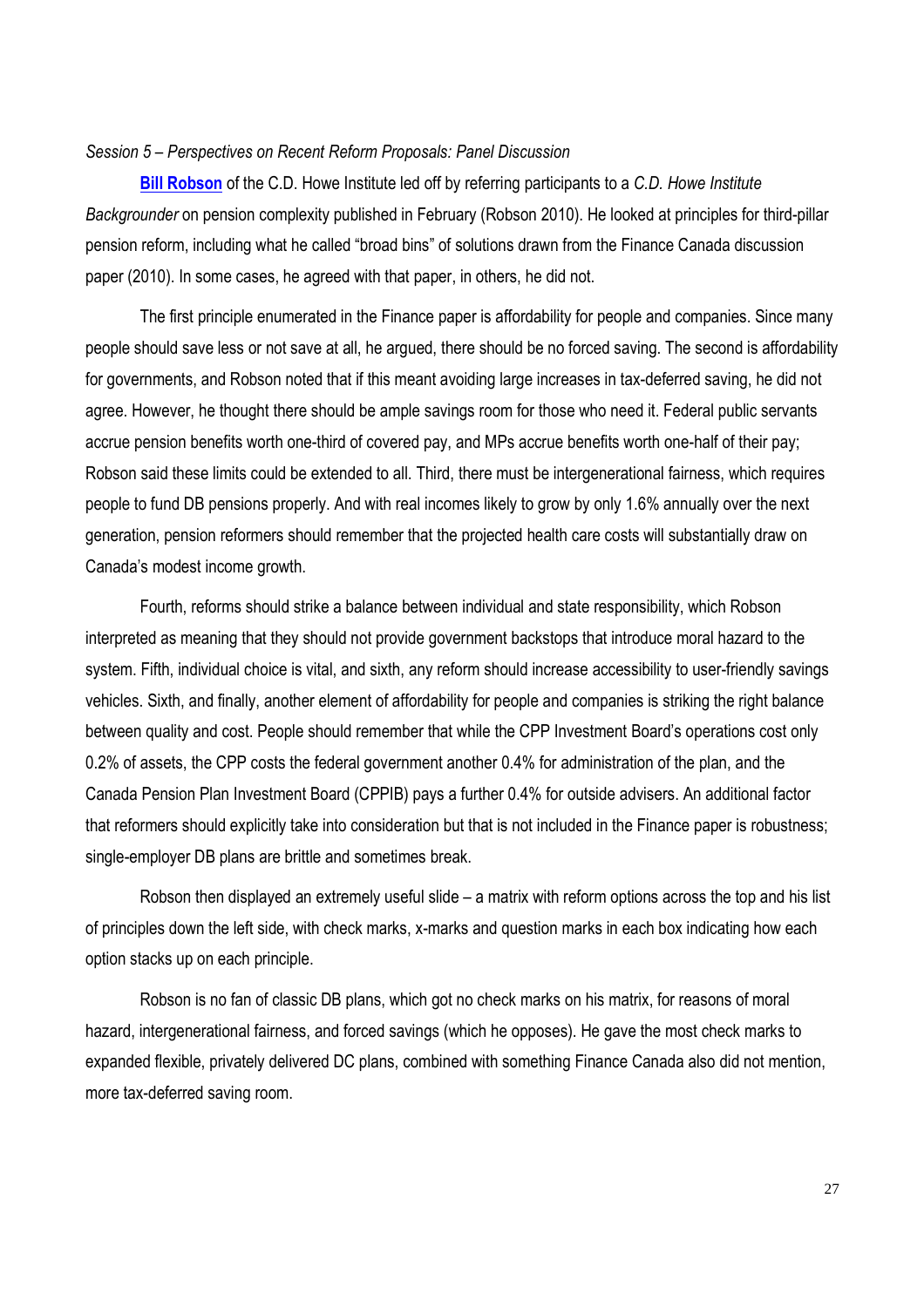*Session 5 – Perspectives on Recent Reform Proposals: Panel Discussion*

**Bill Robson** of the C.D. Howe Institute led off by referring participants to a *C.D. Howe Institute Backgrounder* on pension complexity published in February (Robson 2010). He looked at principles for third-pillar pension reform, including what he called "broad bins" of solutions drawn from the Finance Canada discussion paper (2010). In some cases, he agreed with that paper, in others, he did not.

The first principle enumerated in the Finance paper is affordability for people and companies. Since many people should save less or not save at all, he argued, there should be no forced saving. The second is affordability for governments, and Robson noted that if this meant avoiding large increases in tax-deferred saving, he did not agree. However, he thought there should be ample savings room for those who need it. Federal public servants accrue pension benefits worth one-third of covered pay, and MPs accrue benefits worth one-half of their pay; Robson said these limits could be extended to all. Third, there must be intergenerational fairness, which requires people to fund DB pensions properly. And with real incomes likely to grow by only 1.6% annually over the next generation, pension reformers should remember that the projected health care costs will substantially draw on Canada's modest income growth.

Fourth, reforms should strike a balance between individual and state responsibility, which Robson interpreted as meaning that they should not provide government backstops that introduce moral hazard to the system. Fifth, individual choice is vital, and sixth, any reform should increase accessibility to user-friendly savings vehicles. Sixth, and finally, another element of affordability for people and companies is striking the right balance between quality and cost. People should remember that while the CPP Investment Board's operations cost only 0.2% of assets, the CPP costs the federal government another 0.4% for administration of the plan, and the Canada Pension Plan Investment Board (CPPIB) pays a further 0.4% for outside advisers. An additional factor that reformers should explicitly take into consideration but that is not included in the Finance paper is robustness; single-employer DB plans are brittle and sometimes break.

Robson then displayed an extremely useful slide – a matrix with reform options across the top and his list of principles down the left side, with check marks, x-marks and question marks in each box indicating how each option stacks up on each principle.

Robson is no fan of classic DB plans, which got no check marks on his matrix, for reasons of moral hazard, intergenerational fairness, and forced savings (which he opposes). He gave the most check marks to expanded flexible, privately delivered DC plans, combined with something Finance Canada also did not mention, more tax-deferred saving room.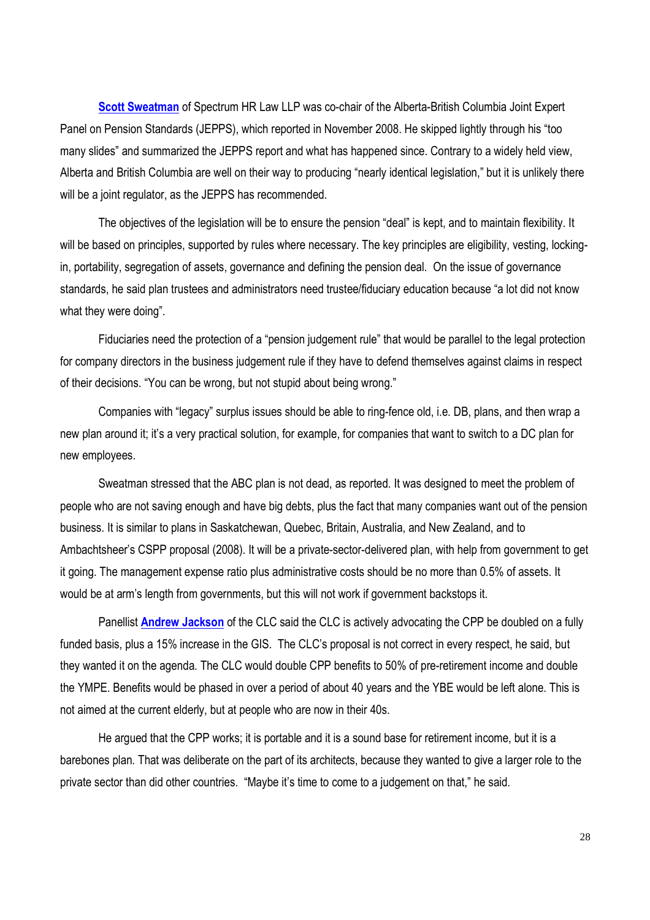**Scott Sweatman** of Spectrum HR Law LLP was co-chair of the Alberta-British Columbia Joint Expert Panel on Pension Standards (JEPPS), which reported in November 2008. He skipped lightly through his "too many slides" and summarized the JEPPS report and what has happened since. Contrary to a widely held view, Alberta and British Columbia are well on their way to producing "nearly identical legislation," but it is unlikely there will be a joint regulator, as the JEPPS has recommended.

The objectives of the legislation will be to ensure the pension "deal" is kept, and to maintain flexibility. It will be based on principles, supported by rules where necessary. The key principles are eligibility, vesting, locking-in, portability, segregation of assets, governance and defining the pension deal. On the issue of governance standards, he said plan trustees and administrators need trustee/fiduciary education because "a lot did not know what they were doing".

Fiduciaries need the protection of a "pension judgement rule" that would be parallel to the legal protection for company directors in the business judgement rule if they have to defend themselves against claims in respect of their decisions. "You can be wrong, but not stupid about being wrong."

Companies with "legacy" surplus issues should be able to ring-fence old, i.e. DB, plans, and then wrap a new plan around it; it's a very practical solution, for example, for companies that want to switch to a DC plan for new employees.

Sweatman stressed that the ABC plan is not dead, as reported. It was designed to meet the problem of people who are not saving enough and have big debts, plus the fact that many companies want out of the pension business. It is similar to plans in Saskatchewan, Quebec, Britain, Australia, and New Zealand, and to Ambachtsheer's CSPP proposal (2008). It will be a private-sector-delivered plan, with help from government to get it going. The management expense ratio plus administrative costs should be no more than 0.5% of assets. It would be at arm's length from governments, but this will not work if government backstops it.

Panellist **Andrew Jackson** of the CLC said the CLC is actively advocating the CPP be doubled on a fully funded basis, plus a 15% increase in the GIS. The CLC's proposal is not correct in every respect, he said, but they wanted it on the agenda. The CLC would double CPP benefits to 50% of pre-retirement income and double the YMPE. Benefits would be phased in over a period of about 40 years and the YBE would be left alone. This is not aimed at the current elderly, but at people who are now in their 40s.

He argued that the CPP works; it is portable and it is a sound base for retirement income, but it is a barebones plan. That was deliberate on the part of its architects, because they wanted to give a larger role to the private sector than did other countries. "Maybe it's time to come to a judgement on that," he said.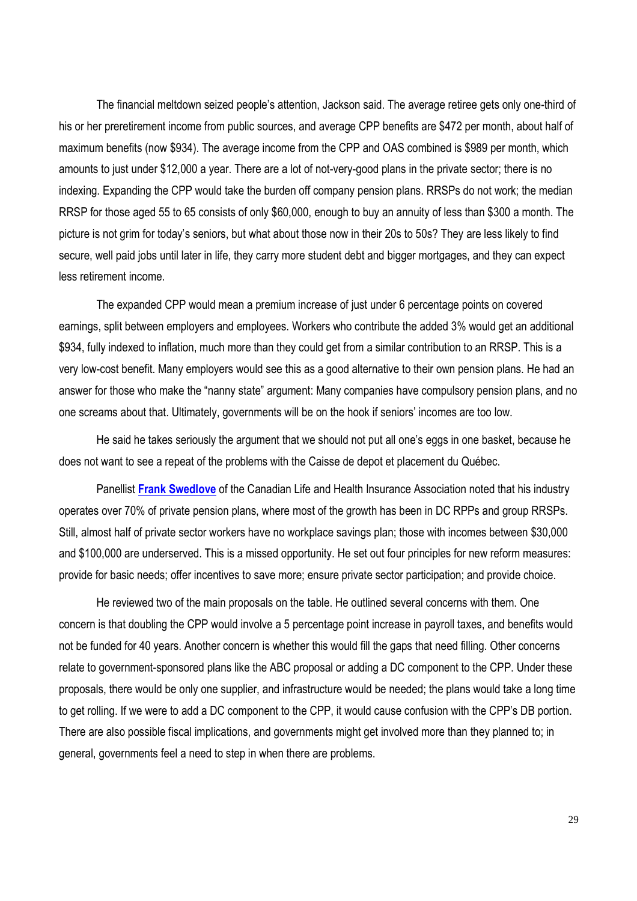The financial meltdown seized people's attention, Jackson said. The average retiree gets only one-third of his or her preretirement income from public sources, and average CPP benefits are $472 per month, about half of maximum benefits (now $934). The average income from the CPP and OAS combined is $989 per month, which amounts to just under $12,000 a year. There are a lot of not-very-good plans in the private sector; there is no indexing. Expanding the CPP would take the burden off company pension plans. RRSPs do not work; the median RRSP for those aged 55 to 65 consists of only $60,000, enough to buy an annuity of less than $300 a month. The picture is not grim for today's seniors, but what about those now in their 20s to 50s? They are less likely to find secure, well paid jobs until later in life, they carry more student debt and bigger mortgages, and they can expect less retirement income.

The expanded CPP would mean a premium increase of just under 6 percentage points on covered earnings, split between employers and employees. Workers who contribute the added 3% would get an additional $934, fully indexed to inflation, much more than they could get from a similar contribution to an RRSP. This is a very low-cost benefit. Many employers would see this as a good alternative to their own pension plans. He had an answer for those who make the "nanny state" argument: Many companies have compulsory pension plans, and no one screams about that. Ultimately, governments will be on the hook if seniors' incomes are too low.

He said he takes seriously the argument that we should not put all one's eggs in one basket, because he does not want to see a repeat of the problems with the Caisse de depot et placement du Québec.

Panellist **Frank Swedlove** of the Canadian Life and Health Insurance Association noted that his industry operates over 70% of private pension plans, where most of the growth has been in DC RPPs and group RRSPs. Still, almost half of private sector workers have no workplace savings plan; those with incomes between $30,000 and $100,000 are underserved. This is a missed opportunity. He set out four principles for new reform measures: provide for basic needs; offer incentives to save more; ensure private sector participation; and provide choice.

He reviewed two of the main proposals on the table. He outlined several concerns with them. One concern is that doubling the CPP would involve a 5 percentage point increase in payroll taxes, and benefits would not be funded for 40 years. Another concern is whether this would fill the gaps that need filling. Other concerns relate to government-sponsored plans like the ABC proposal or adding a DC component to the CPP. Under these proposals, there would be only one supplier, and infrastructure would be needed; the plans would take a long time to get rolling. If we were to add a DC component to the CPP, it would cause confusion with the CPP's DB portion. There are also possible fiscal implications, and governments might get involved more than they planned to; in general, governments feel a need to step in when there are problems.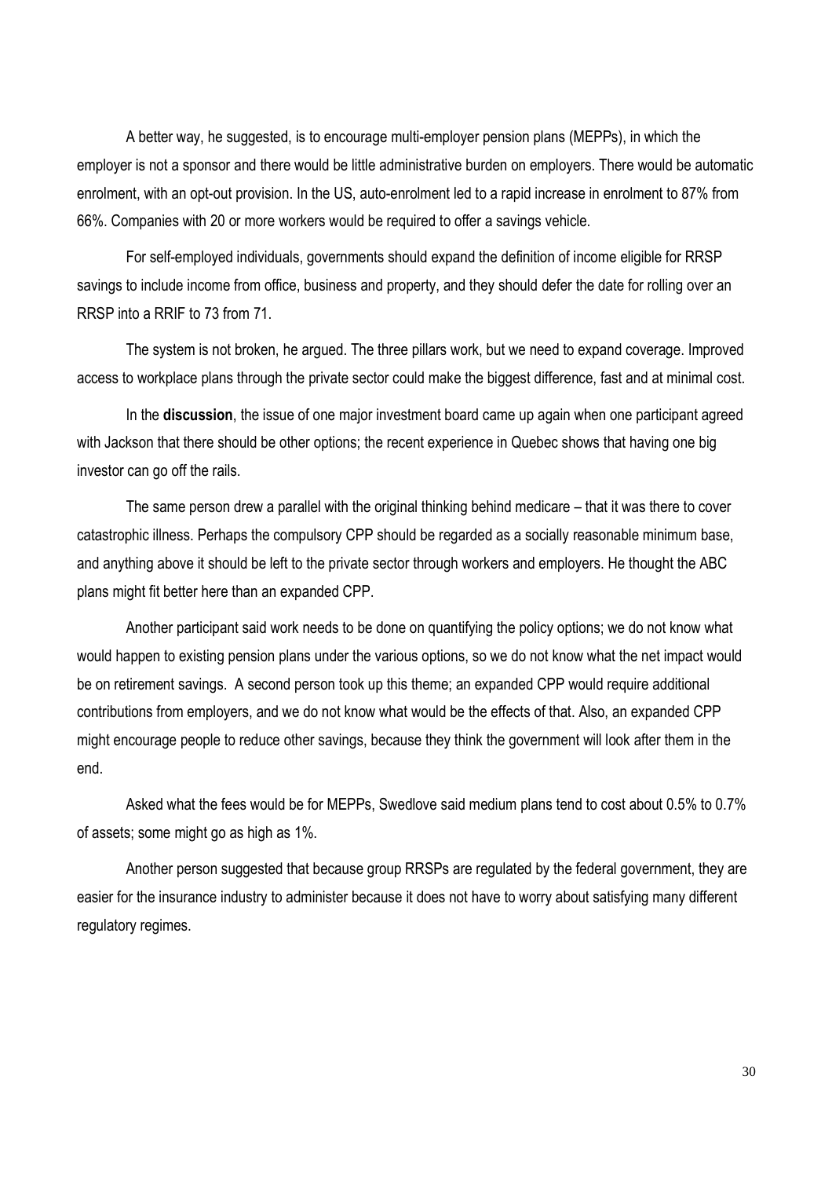A better way, he suggested, is to encourage multi-employer pension plans (MEPPs), in which the employer is not a sponsor and there would be little administrative burden on employers. There would be automatic enrolment, with an opt-out provision. In the US, auto-enrolment led to a rapid increase in enrolment to 87% from 66%. Companies with 20 or more workers would be required to offer a savings vehicle.

For self-employed individuals, governments should expand the definition of income eligible for RRSP savings to include income from office, business and property, and they should defer the date for rolling over an RRSP into a RRIF to 73 from 71.

The system is not broken, he argued. The three pillars work, but we need to expand coverage. Improved access to workplace plans through the private sector could make the biggest difference, fast and at minimal cost.

In the **discussion**, the issue of one major investment board came up again when one participant agreed with Jackson that there should be other options; the recent experience in Quebec shows that having one big investor can go off the rails.

The same person drew a parallel with the original thinking behind medicare – that it was there to cover catastrophic illness. Perhaps the compulsory CPP should be regarded as a socially reasonable minimum base, and anything above it should be left to the private sector through workers and employers. He thought the ABC plans might fit better here than an expanded CPP.

Another participant said work needs to be done on quantifying the policy options; we do not know what would happen to existing pension plans under the various options, so we do not know what the net impact would be on retirement savings. A second person took up this theme; an expanded CPP would require additional contributions from employers, and we do not know what would be the effects of that. Also, an expanded CPP might encourage people to reduce other savings, because they think the government will look after them in the end.

Asked what the fees would be for MEPPs, Swedlove said medium plans tend to cost about 0.5% to 0.7% of assets; some might go as high as 1%.

Another person suggested that because group RRSPs are regulated by the federal government, they are easier for the insurance industry to administer because it does not have to worry about satisfying many different regulatory regimes.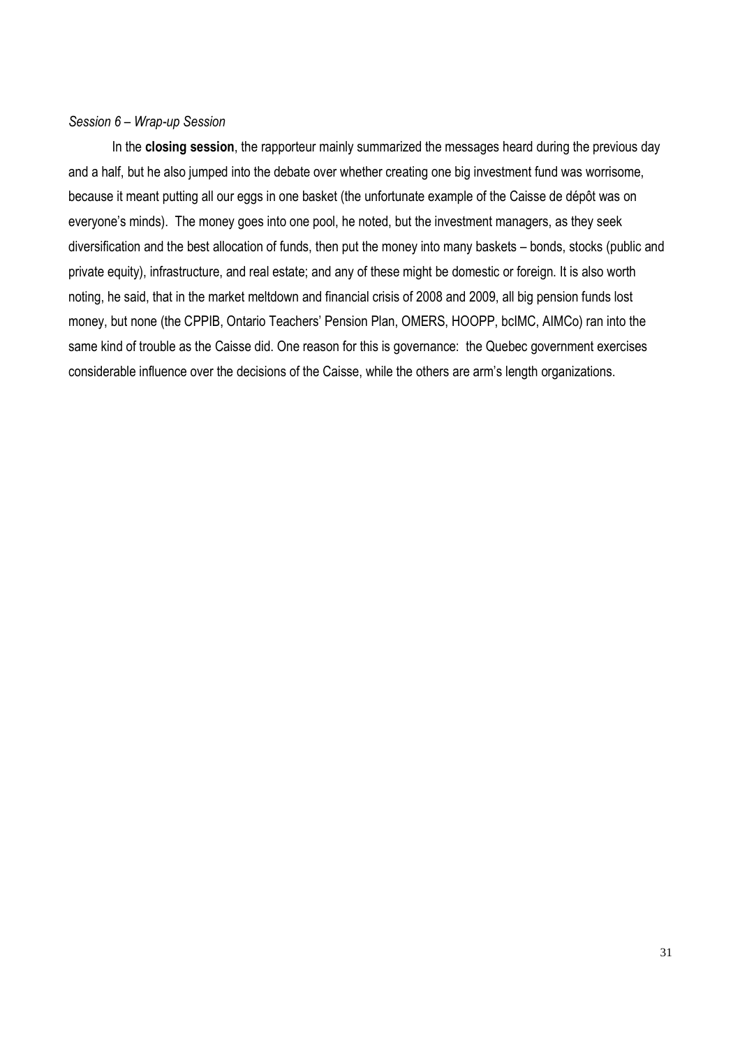*Session 6 – Wrap-up Session*

In the **closing session**, the rapporteur mainly summarized the messages heard during the previous day and a half, but he also jumped into the debate over whether creating one big investment fund was worrisome, because it meant putting all our eggs in one basket (the unfortunate example of the Caisse de dépôt was on everyone's minds). The money goes into one pool, he noted, but the investment managers, as they seek diversification and the best allocation of funds, then put the money into many baskets – bonds, stocks (public and private equity), infrastructure, and real estate; and any of these might be domestic or foreign. It is also worth noting, he said, that in the market meltdown and financial crisis of 2008 and 2009, all big pension funds lost money, but none (the CPPIB, Ontario Teachers' Pension Plan, OMERS, HOOPP, bcIMC, AIMCo) ran into the same kind of trouble as the Caisse did. One reason for this is governance: the Quebec government exercises considerable influence over the decisions of the Caisse, while the others are arm's length organizations.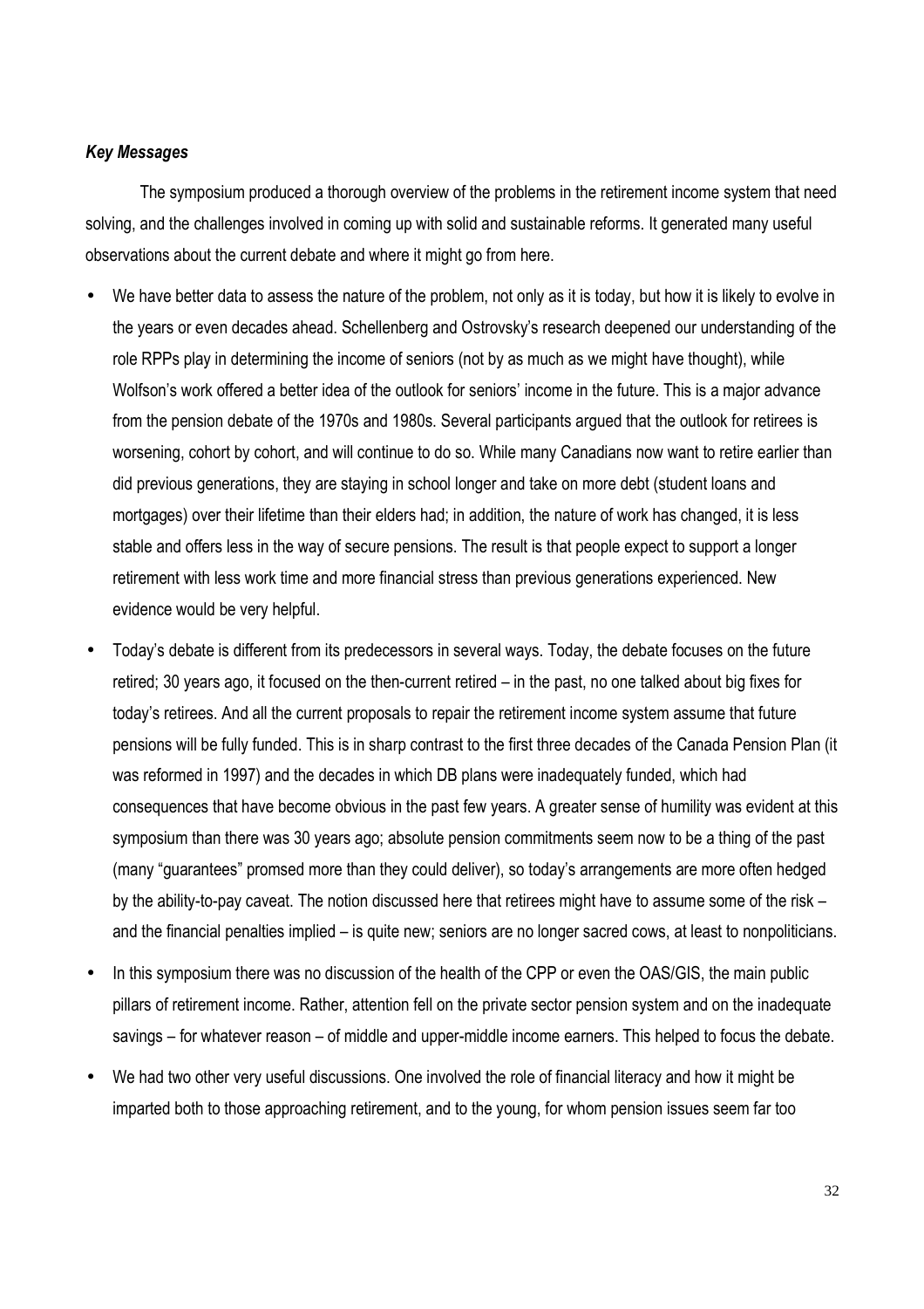### *Key Messages*

The symposium produced a thorough overview of the problems in the retirement income system that need solving, and the challenges involved in coming up with solid and sustainable reforms. It generated many useful observations about the current debate and where it might go from here.

- We have better data to assess the nature of the problem, not only as it is today, but how it is likely to evolve in the years or even decades ahead. Schellenberg and Ostrovsky's research deepened our understanding of the role RPPs play in determining the income of seniors (not by as much as we might have thought), while Wolfson's work offered a better idea of the outlook for seniors' income in the future. This is a major advance from the pension debate of the 1970s and 1980s. Several participants argued that the outlook for retirees is worsening, cohort by cohort, and will continue to do so. While many Canadians now want to retire earlier than did previous generations, they are staying in school longer and take on more debt (student loans and mortgages) over their lifetime than their elders had; in addition, the nature of work has changed, it is less stable and offers less in the way of secure pensions. The result is that people expect to support a longer retirement with less work time and more financial stress than previous generations experienced. New evidence would be very helpful.
- Today's debate is different from its predecessors in several ways. Today, the debate focuses on the future retired; 30 years ago, it focused on the then-current retired – in the past, no one talked about big fixes for today's retirees. And all the current proposals to repair the retirement income system assume that future pensions will be fully funded. This is in sharp contrast to the first three decades of the Canada Pension Plan (it was reformed in 1997) and the decades in which DB plans were inadequately funded, which had consequences that have become obvious in the past few years. A greater sense of humility was evident at this symposium than there was 30 years ago; absolute pension commitments seem now to be a thing of the past (many "guarantees" promsed more than they could deliver), so today's arrangements are more often hedged by the ability-to-pay caveat. The notion discussed here that retirees might have to assume some of the risk – and the financial penalties implied – is quite new; seniors are no longer sacred cows, at least to nonpoliticians.
- In this symposium there was no discussion of the health of the CPP or even the OAS/GIS, the main public pillars of retirement income. Rather, attention fell on the private sector pension system and on the inadequate savings – for whatever reason – of middle and upper-middle income earners. This helped to focus the debate.
- We had two other very useful discussions. One involved the role of financial literacy and how it might be imparted both to those approaching retirement, and to the young, for whom pension issues seem far too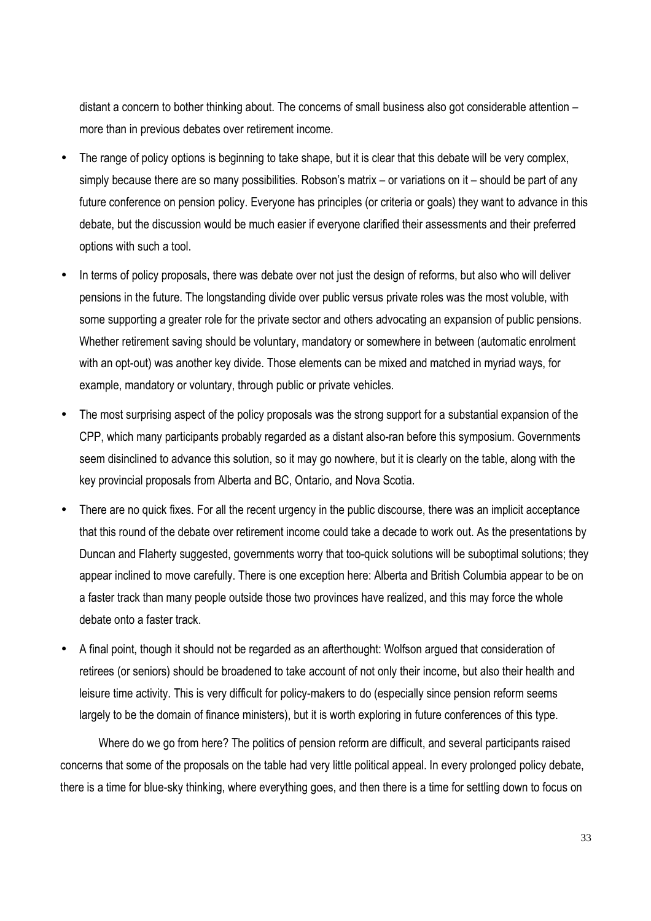distant a concern to bother thinking about. The concerns of small business also got considerable attention – more than in previous debates over retirement income.

- The range of policy options is beginning to take shape, but it is clear that this debate will be very complex, simply because there are so many possibilities. Robson's matrix – or variations on it – should be part of any future conference on pension policy. Everyone has principles (or criteria or goals) they want to advance in this debate, but the discussion would be much easier if everyone clarified their assessments and their preferred options with such a tool.

- In terms of policy proposals, there was debate over not just the design of reforms, but also who will deliver pensions in the future. The longstanding divide over public versus private roles was the most voluble, with some supporting a greater role for the private sector and others advocating an expansion of public pensions. Whether retirement saving should be voluntary, mandatory or somewhere in between (automatic enrolment with an opt-out) was another key divide. Those elements can be mixed and matched in myriad ways, for example, mandatory or voluntary, through public or private vehicles.

- The most surprising aspect of the policy proposals was the strong support for a substantial expansion of the CPP, which many participants probably regarded as a distant also-ran before this symposium. Governments seem disinclined to advance this solution, so it may go nowhere, but it is clearly on the table, along with the key provincial proposals from Alberta and BC, Ontario, and Nova Scotia.

- There are no quick fixes. For all the recent urgency in the public discourse, there was an implicit acceptance that this round of the debate over retirement income could take a decade to work out. As the presentations by Duncan and Flaherty suggested, governments worry that too-quick solutions will be suboptimal solutions; they appear inclined to move carefully. There is one exception here: Alberta and British Columbia appear to be on a faster track than many people outside those two provinces have realized, and this may force the whole debate onto a faster track.

- A final point, though it should not be regarded as an afterthought: Wolfson argued that consideration of retirees (or seniors) should be broadened to take account of not only their income, but also their health and leisure time activity. This is very difficult for policy-makers to do (especially since pension reform seems largely to be the domain of finance ministers), but it is worth exploring in future conferences of this type.

Where do we go from here? The politics of pension reform are difficult, and several participants raised concerns that some of the proposals on the table had very little political appeal. In every prolonged policy debate, there is a time for blue-sky thinking, where everything goes, and then there is a time for settling down to focus on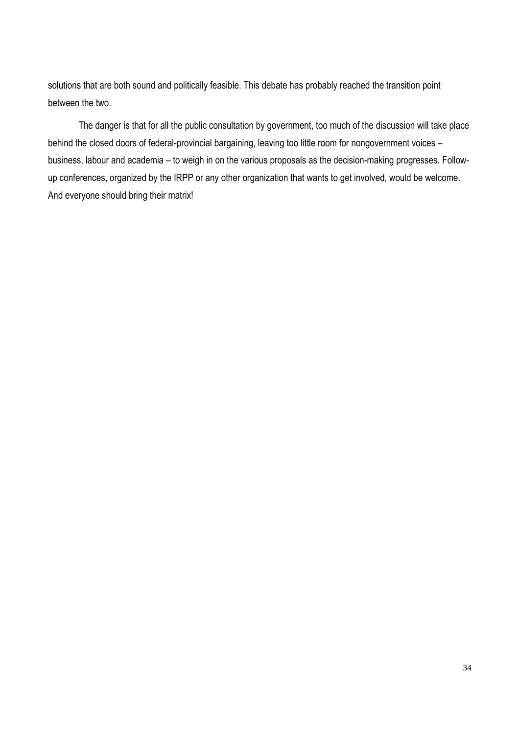solutions that are both sound and politically feasible. This debate has probably reached the transition point between the two.

The danger is that for all the public consultation by government, too much of the discussion will take place behind the closed doors of federal-provincial bargaining, leaving too little room for nongovernment voices – business, labour and academia – to weigh in on the various proposals as the decision-making progresses. Follow-up conferences, organized by the IRPP or any other organization that wants to get involved, would be welcome. And everyone should bring their matrix!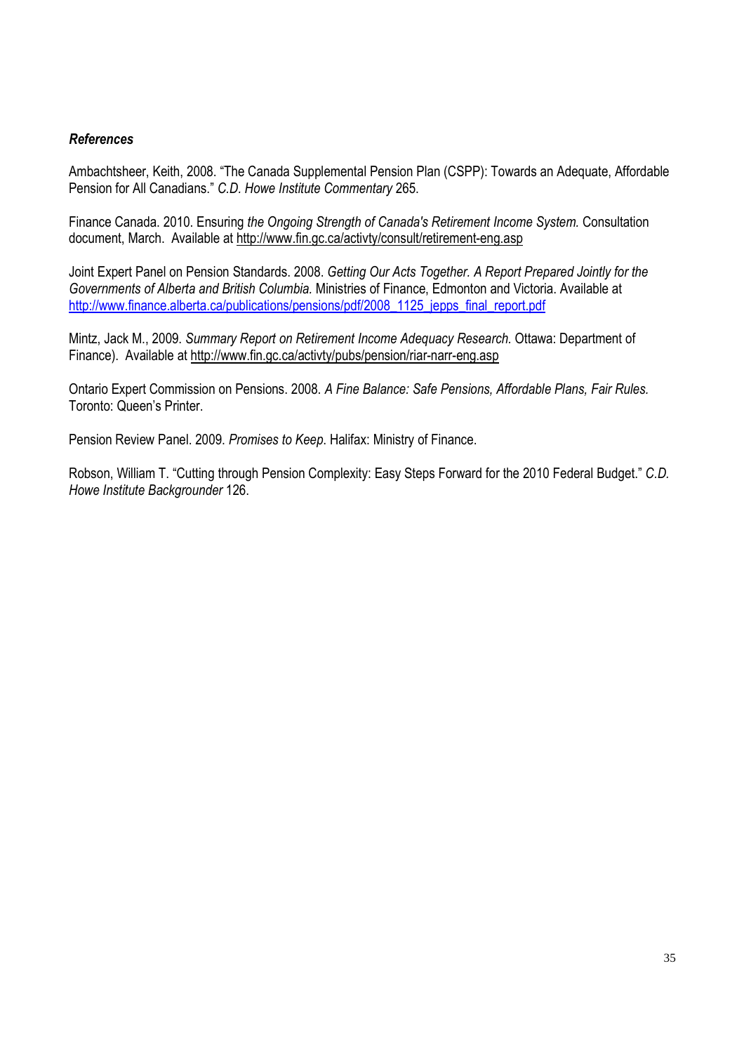### *References*

Ambachtsheer, Keith, 2008. "The Canada Supplemental Pension Plan (CSPP): Towards an Adequate, Affordable Pension for All Canadians." *C.D. Howe Institute Commentary* 265.

Finance Canada. 2010. Ensuring *the Ongoing Strength of Canada's Retirement Income System.* Consultation document, March. Available at http://www.fin.gc.ca/activty/consult/retirement-eng.asp

Joint Expert Panel on Pension Standards. 2008. *Getting Our Acts Together. A Report Prepared Jointly for the Governments of Alberta and British Columbia.* Ministries of Finance, Edmonton and Victoria. Available at http://www.finance.alberta.ca/publications/pensions/pdf/2008_1125_jepps_final_report.pdf

Mintz, Jack M., 2009. *Summary Report on Retirement Income Adequacy Research.* Ottawa: Department of Finance). Available at http://www.fin.gc.ca/activty/pubs/pension/riar-narr-eng.asp

Ontario Expert Commission on Pensions. 2008. *A Fine Balance: Safe Pensions, Affordable Plans, Fair Rules.* Toronto: Queen's Printer.

Pension Review Panel. 2009. *Promises to Keep*. Halifax: Ministry of Finance.

Robson, William T. "Cutting through Pension Complexity: Easy Steps Forward for the 2010 Federal Budget." *C.D. Howe Institute Backgrounder* 126.